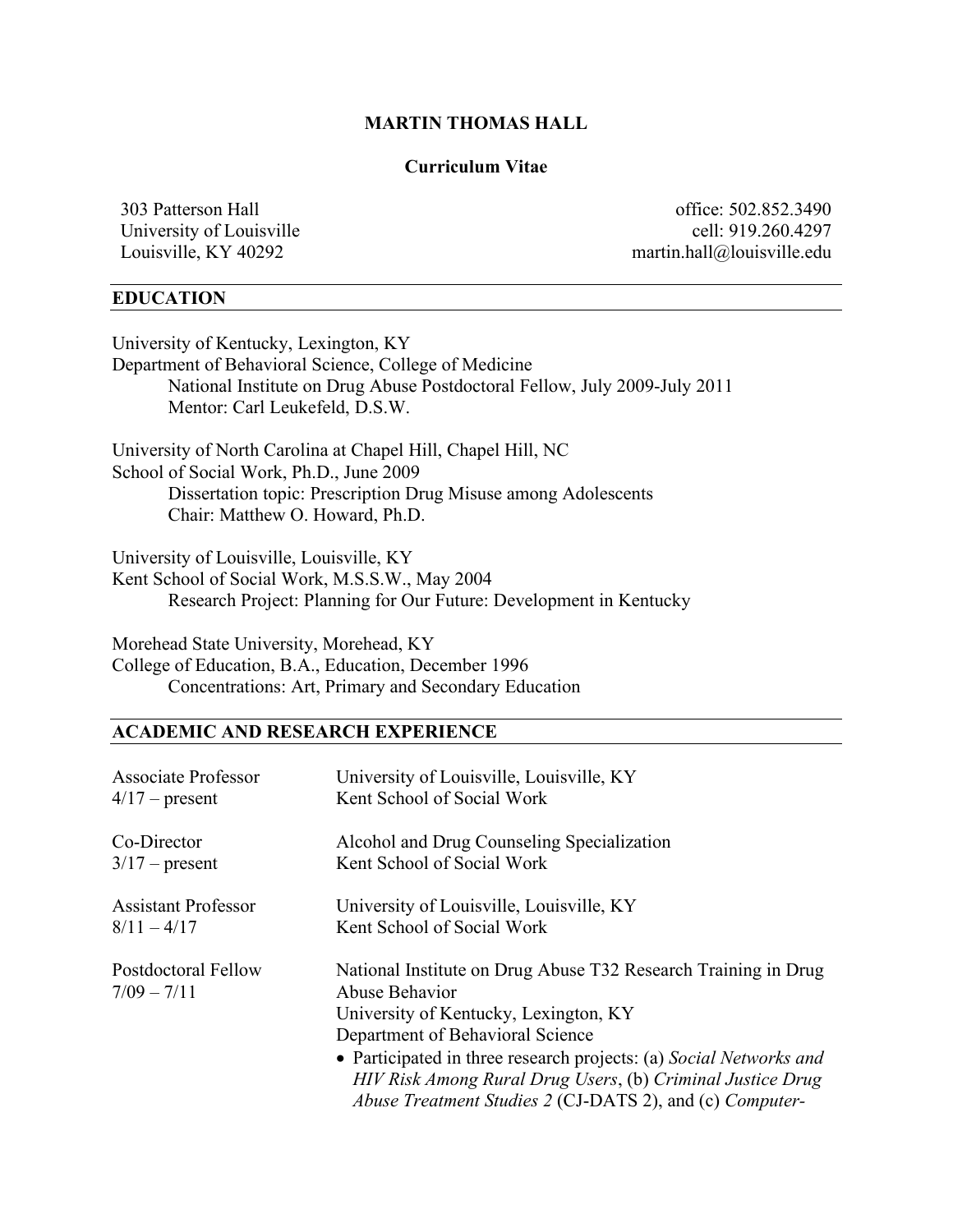# MARTIN THOMAS HALL

**Curriculum Vitae**

303 Patterson Hall
University of Louisville
Louisville, KY 40292

office: 502.852.3490
cell: 919.260.4297
martin.hall@louisville.edu

## EDUCATION

University of Kentucky, Lexington, KY
Department of Behavioral Science, College of Medicine
National Institute on Drug Abuse Postdoctoral Fellow, July 2009-July 2011
Mentor: Carl Leukefeld, D.S.W.

University of North Carolina at Chapel Hill, Chapel Hill, NC
School of Social Work, Ph.D., June 2009
Dissertation topic: Prescription Drug Misuse among Adolescents
Chair: Matthew O. Howard, Ph.D.

University of Louisville, Louisville, KY
Kent School of Social Work, M.S.S.W., May 2004
Research Project: Planning for Our Future: Development in Kentucky

Morehead State University, Morehead, KY
College of Education, B.A., Education, December 1996
Concentrations: Art, Primary and Secondary Education

## ACADEMIC AND RESEARCH EXPERIENCE

Associate Professor
4/17 – present
University of Louisville, Louisville, KY
Kent School of Social Work

Co-Director
3/17 – present
Alcohol and Drug Counseling Specialization
Kent School of Social Work

Assistant Professor
8/11 – 4/17
University of Louisville, Louisville, KY
Kent School of Social Work

Postdoctoral Fellow
7/09 – 7/11
National Institute on Drug Abuse T32 Research Training in Drug Abuse Behavior
University of Kentucky, Lexington, KY
Department of Behavioral Science

- Participated in three research projects: (a) *Social Networks and HIV Risk Among Rural Drug Users*, (b) *Criminal Justice Drug Abuse Treatment Studies 2* (CJ-DATS 2), and (c) *Computer-*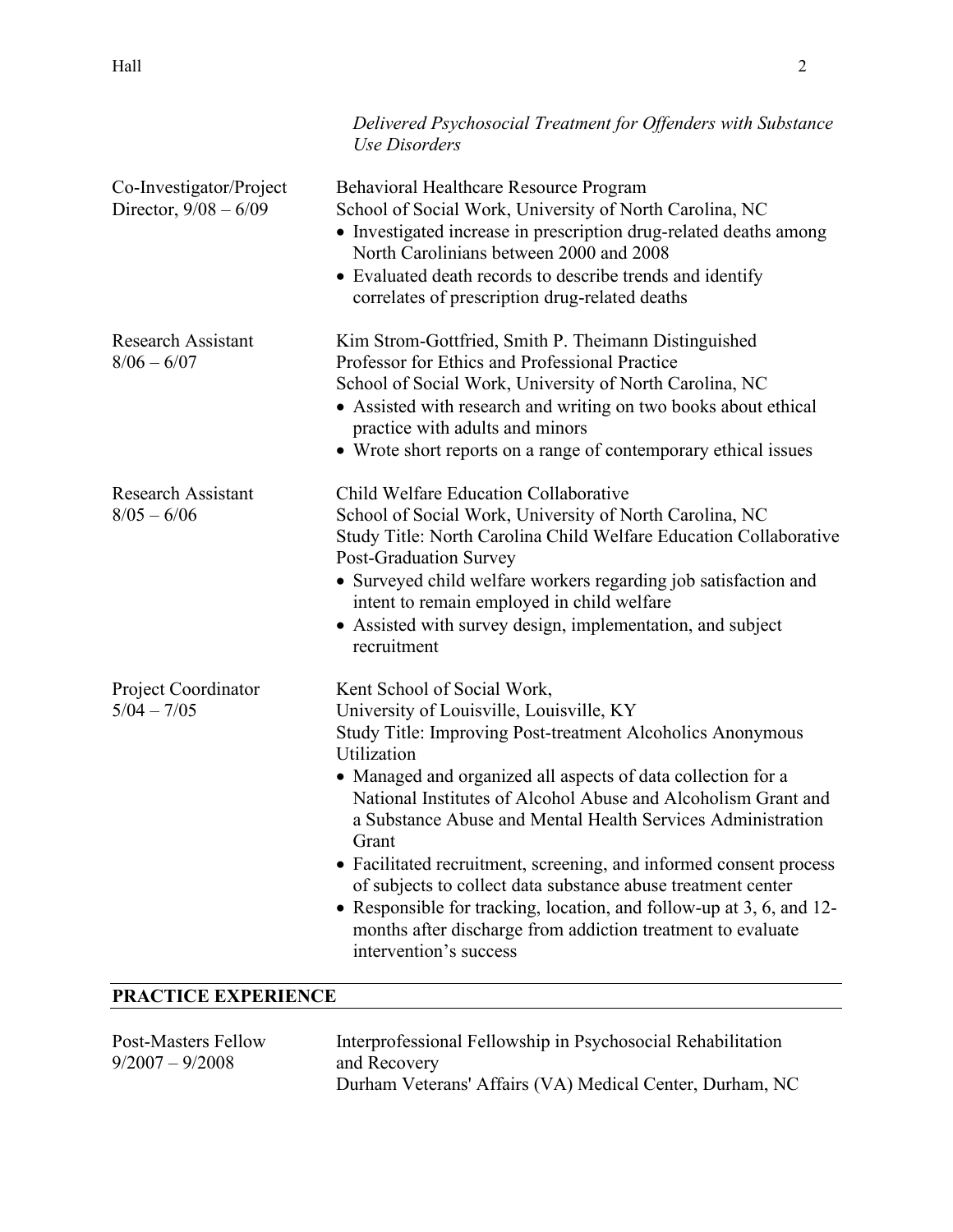*Delivered Psychosocial Treatment for Offenders with Substance Use Disorders*

**Co-Investigator/Project Director, 9/08 – 6/09**
Behavioral Healthcare Resource Program
School of Social Work, University of North Carolina, NC
- Investigated increase in prescription drug-related deaths among North Carolinians between 2000 and 2008
- Evaluated death records to describe trends and identify correlates of prescription drug-related deaths

**Research Assistant 8/06 – 6/07**
Kim Strom-Gottfried, Smith P. Theimann Distinguished Professor for Ethics and Professional Practice
School of Social Work, University of North Carolina, NC
- Assisted with research and writing on two books about ethical practice with adults and minors
- Wrote short reports on a range of contemporary ethical issues

**Research Assistant 8/05 – 6/06**
Child Welfare Education Collaborative
School of Social Work, University of North Carolina, NC
Study Title: North Carolina Child Welfare Education Collaborative Post-Graduation Survey
- Surveyed child welfare workers regarding job satisfaction and intent to remain employed in child welfare
- Assisted with survey design, implementation, and subject recruitment

**Project Coordinator 5/04 – 7/05**
Kent School of Social Work,
University of Louisville, Louisville, KY
Study Title: Improving Post-treatment Alcoholics Anonymous Utilization
- Managed and organized all aspects of data collection for a National Institutes of Alcohol Abuse and Alcoholism Grant and a Substance Abuse and Mental Health Services Administration Grant
- Facilitated recruitment, screening, and informed consent process of subjects to collect data substance abuse treatment center
- Responsible for tracking, location, and follow-up at 3, 6, and 12-months after discharge from addiction treatment to evaluate intervention's success

## PRACTICE EXPERIENCE

**Post-Masters Fellow 9/2007 – 9/2008**
Interprofessional Fellowship in Psychosocial Rehabilitation and Recovery
Durham Veterans' Affairs (VA) Medical Center, Durham, NC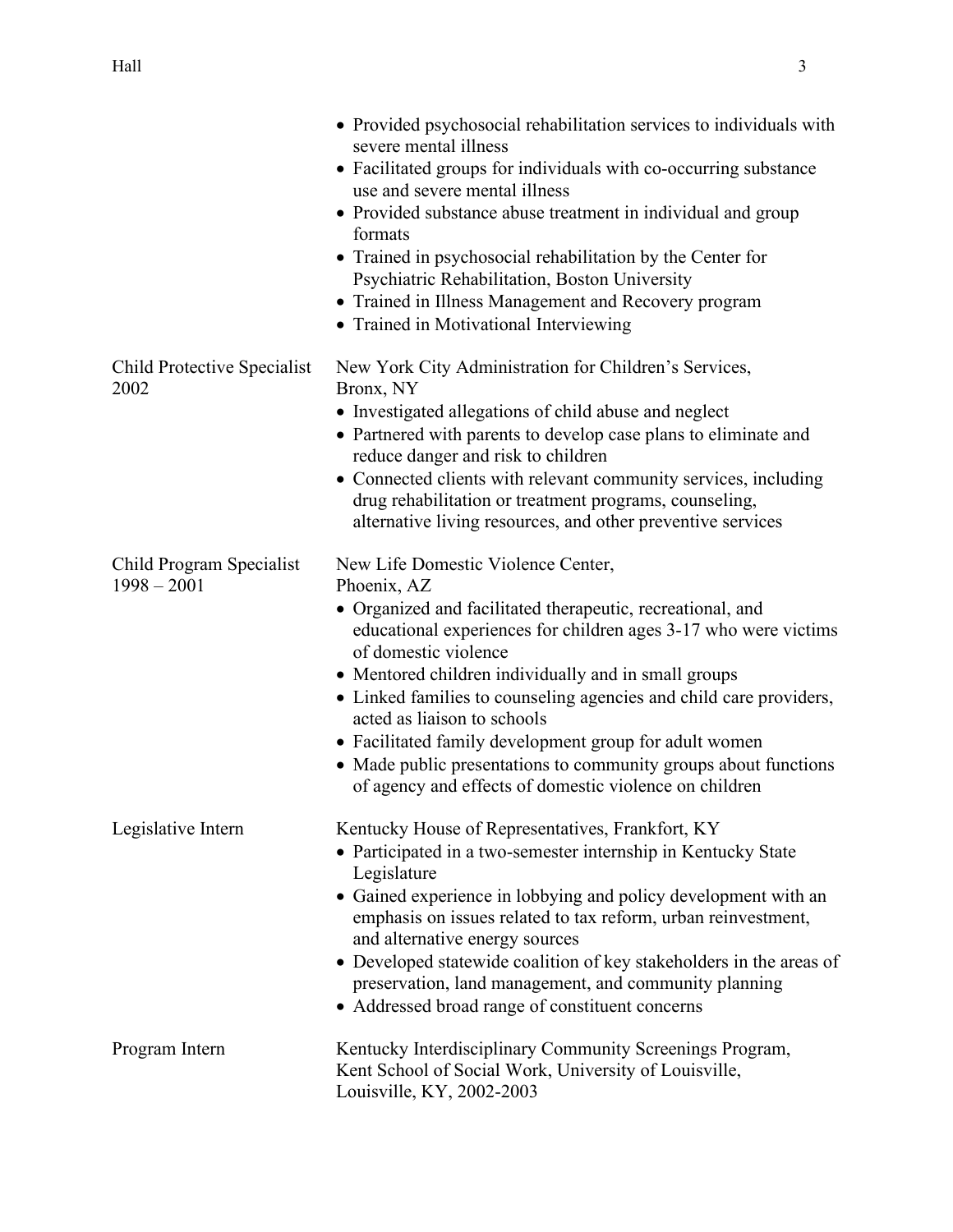- Provided psychosocial rehabilitation services to individuals with severe mental illness
- Facilitated groups for individuals with co-occurring substance use and severe mental illness
- Provided substance abuse treatment in individual and group formats
- Trained in psychosocial rehabilitation by the Center for Psychiatric Rehabilitation, Boston University
- Trained in Illness Management and Recovery program
- Trained in Motivational Interviewing

**Child Protective Specialist**
2002

New York City Administration for Children's Services, Bronx, NY

- Investigated allegations of child abuse and neglect
- Partnered with parents to develop case plans to eliminate and reduce danger and risk to children
- Connected clients with relevant community services, including drug rehabilitation or treatment programs, counseling, alternative living resources, and other preventive services

**Child Program Specialist**
1998 – 2001

New Life Domestic Violence Center, Phoenix, AZ

- Organized and facilitated therapeutic, recreational, and educational experiences for children ages 3-17 who were victims of domestic violence
- Mentored children individually and in small groups
- Linked families to counseling agencies and child care providers, acted as liaison to schools
- Facilitated family development group for adult women
- Made public presentations to community groups about functions of agency and effects of domestic violence on children

**Legislative Intern**

Kentucky House of Representatives, Frankfort, KY

- Participated in a two-semester internship in Kentucky State Legislature
- Gained experience in lobbying and policy development with an emphasis on issues related to tax reform, urban reinvestment, and alternative energy sources
- Developed statewide coalition of key stakeholders in the areas of preservation, land management, and community planning
- Addressed broad range of constituent concerns

**Program Intern**

Kentucky Interdisciplinary Community Screenings Program, Kent School of Social Work, University of Louisville, Louisville, KY, 2002-2003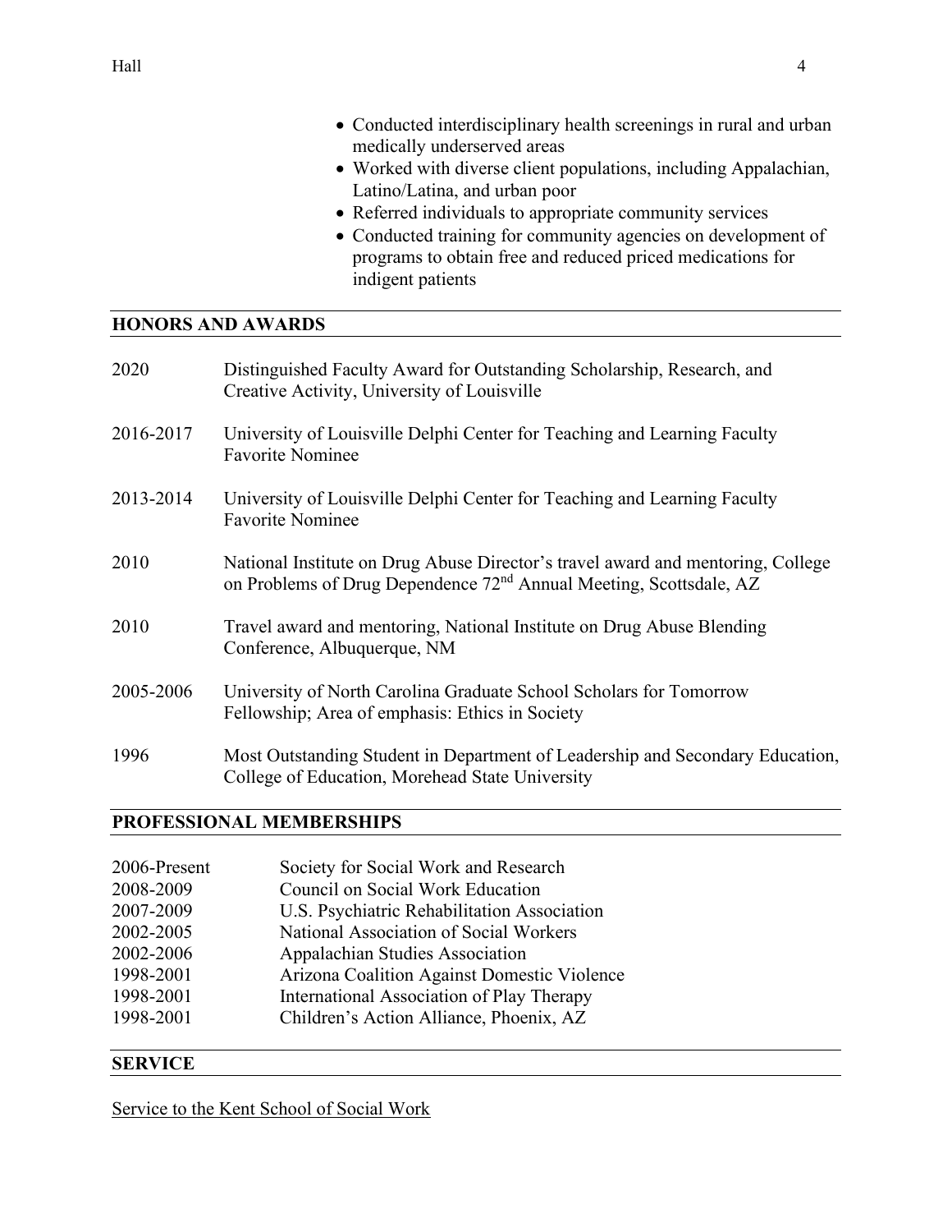- Conducted interdisciplinary health screenings in rural and urban medically underserved areas
- Worked with diverse client populations, including Appalachian, Latino/Latina, and urban poor
- Referred individuals to appropriate community services
- Conducted training for community agencies on development of programs to obtain free and reduced priced medications for indigent patients

## HONORS AND AWARDS

2020 Distinguished Faculty Award for Outstanding Scholarship, Research, and Creative Activity, University of Louisville

2016-2017 University of Louisville Delphi Center for Teaching and Learning Faculty Favorite Nominee

2013-2014 University of Louisville Delphi Center for Teaching and Learning Faculty Favorite Nominee

2010 National Institute on Drug Abuse Director's travel award and mentoring, College on Problems of Drug Dependence 72nd Annual Meeting, Scottsdale, AZ

2010 Travel award and mentoring, National Institute on Drug Abuse Blending Conference, Albuquerque, NM

2005-2006 University of North Carolina Graduate School Scholars for Tomorrow Fellowship; Area of emphasis: Ethics in Society

1996 Most Outstanding Student in Department of Leadership and Secondary Education, College of Education, Morehead State University

## PROFESSIONAL MEMBERSHIPS

2006-Present Society for Social Work and Research
2008-2009 Council on Social Work Education
2007-2009 U.S. Psychiatric Rehabilitation Association
2002-2005 National Association of Social Workers
2002-2006 Appalachian Studies Association
1998-2001 Arizona Coalition Against Domestic Violence
1998-2001 International Association of Play Therapy
1998-2001 Children's Action Alliance, Phoenix, AZ

## SERVICE

Service to the Kent School of Social Work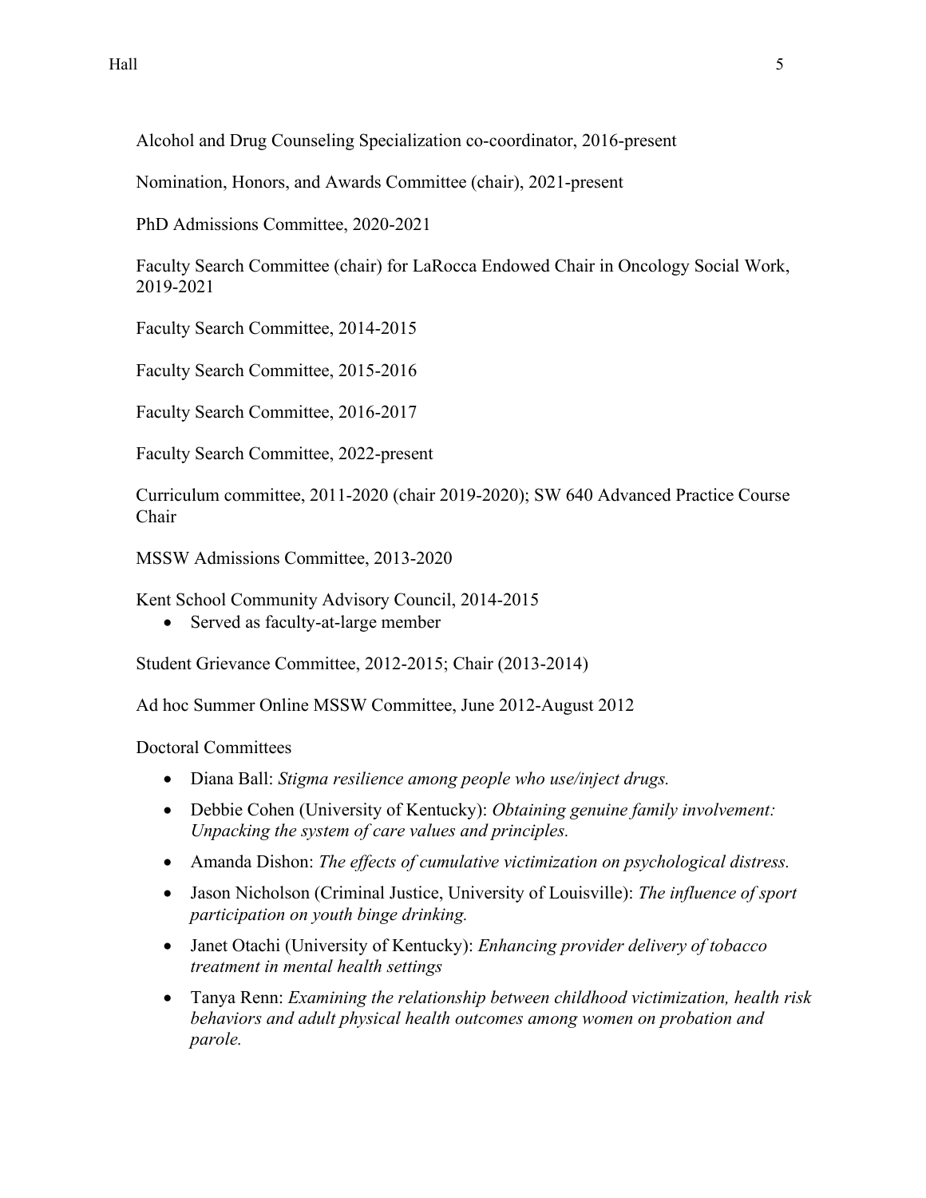Alcohol and Drug Counseling Specialization co-coordinator, 2016-present

Nomination, Honors, and Awards Committee (chair), 2021-present

PhD Admissions Committee, 2020-2021

Faculty Search Committee (chair) for LaRocca Endowed Chair in Oncology Social Work, 2019-2021

Faculty Search Committee, 2014-2015

Faculty Search Committee, 2015-2016

Faculty Search Committee, 2016-2017

Faculty Search Committee, 2022-present

Curriculum committee, 2011-2020 (chair 2019-2020); SW 640 Advanced Practice Course Chair

MSSW Admissions Committee, 2013-2020

Kent School Community Advisory Council, 2014-2015

- Served as faculty-at-large member

Student Grievance Committee, 2012-2015; Chair (2013-2014)

Ad hoc Summer Online MSSW Committee, June 2012-August 2012

Doctoral Committees

- Diana Ball: *Stigma resilience among people who use/inject drugs.*
- Debbie Cohen (University of Kentucky): *Obtaining genuine family involvement: Unpacking the system of care values and principles.*
- Amanda Dishon: *The effects of cumulative victimization on psychological distress.*
- Jason Nicholson (Criminal Justice, University of Louisville): *The influence of sport participation on youth binge drinking.*
- Janet Otachi (University of Kentucky): *Enhancing provider delivery of tobacco treatment in mental health settings*
- Tanya Renn: *Examining the relationship between childhood victimization, health risk behaviors and adult physical health outcomes among women on probation and parole.*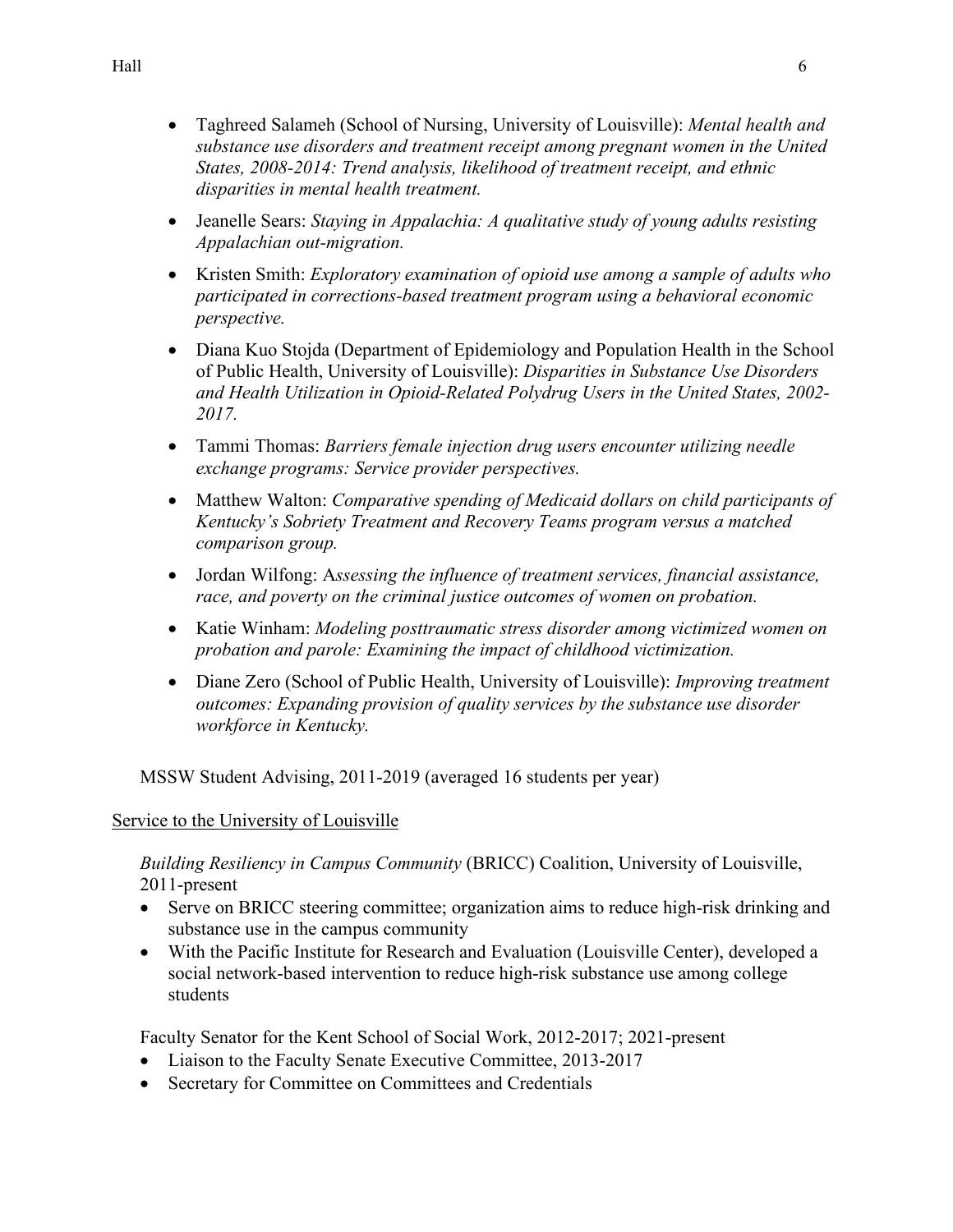- Taghreed Salameh (School of Nursing, University of Louisville): *Mental health and substance use disorders and treatment receipt among pregnant women in the United States, 2008-2014: Trend analysis, likelihood of treatment receipt, and ethnic disparities in mental health treatment.*
- Jeanelle Sears: *Staying in Appalachia: A qualitative study of young adults resisting Appalachian out-migration.*
- Kristen Smith: *Exploratory examination of opioid use among a sample of adults who participated in corrections-based treatment program using a behavioral economic perspective.*
- Diana Kuo Stojda (Department of Epidemiology and Population Health in the School of Public Health, University of Louisville): *Disparities in Substance Use Disorders and Health Utilization in Opioid-Related Polydrug Users in the United States, 2002-2017.*
- Tammi Thomas: *Barriers female injection drug users encounter utilizing needle exchange programs: Service provider perspectives.*
- Matthew Walton: *Comparative spending of Medicaid dollars on child participants of Kentucky's Sobriety Treatment and Recovery Teams program versus a matched comparison group.*
- Jordan Wilfong: A*ssessing the influence of treatment services, financial assistance, race, and poverty on the criminal justice outcomes of women on probation.*
- Katie Winham: *Modeling posttraumatic stress disorder among victimized women on probation and parole: Examining the impact of childhood victimization.*
- Diane Zero (School of Public Health, University of Louisville): *Improving treatment outcomes: Expanding provision of quality services by the substance use disorder workforce in Kentucky.*

MSSW Student Advising, 2011-2019 (averaged 16 students per year)

<u>Service to the University of Louisville</u>

*Building Resiliency in Campus Community* (BRICC) Coalition, University of Louisville, 2011-present

- Serve on BRICC steering committee; organization aims to reduce high-risk drinking and substance use in the campus community
- With the Pacific Institute for Research and Evaluation (Louisville Center), developed a social network-based intervention to reduce high-risk substance use among college students

Faculty Senator for the Kent School of Social Work, 2012-2017; 2021-present

- Liaison to the Faculty Senate Executive Committee, 2013-2017
- Secretary for Committee on Committees and Credentials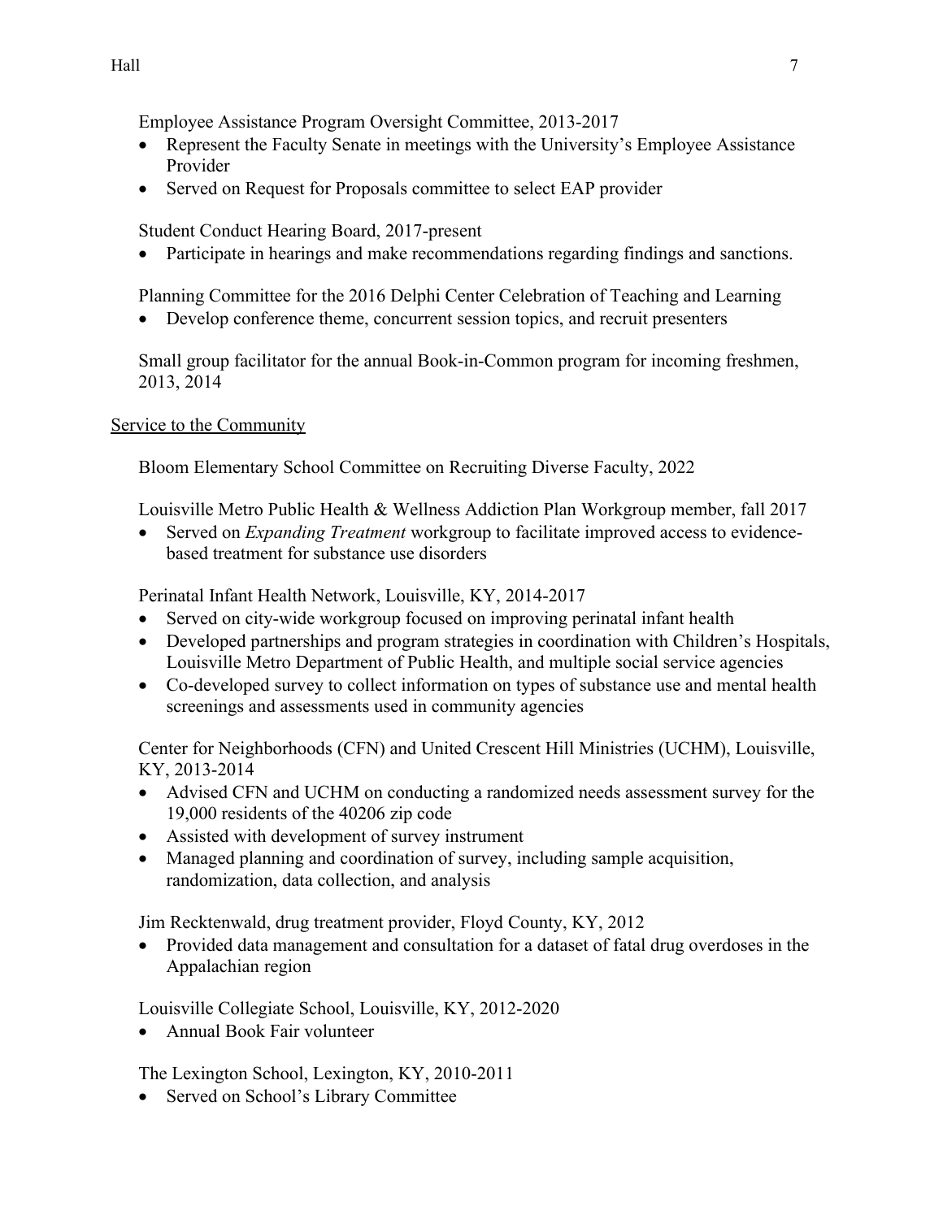Employee Assistance Program Oversight Committee, 2013-2017

- Represent the Faculty Senate in meetings with the University's Employee Assistance Provider
- Served on Request for Proposals committee to select EAP provider

Student Conduct Hearing Board, 2017-present

- Participate in hearings and make recommendations regarding findings and sanctions.

Planning Committee for the 2016 Delphi Center Celebration of Teaching and Learning

- Develop conference theme, concurrent session topics, and recruit presenters

Small group facilitator for the annual Book-in-Common program for incoming freshmen, 2013, 2014

<u>Service to the Community</u>

Bloom Elementary School Committee on Recruiting Diverse Faculty, 2022

Louisville Metro Public Health & Wellness Addiction Plan Workgroup member, fall 2017

- Served on *Expanding Treatment* workgroup to facilitate improved access to evidence-based treatment for substance use disorders

Perinatal Infant Health Network, Louisville, KY, 2014-2017

- Served on city-wide workgroup focused on improving perinatal infant health
- Developed partnerships and program strategies in coordination with Children's Hospitals, Louisville Metro Department of Public Health, and multiple social service agencies
- Co-developed survey to collect information on types of substance use and mental health screenings and assessments used in community agencies

Center for Neighborhoods (CFN) and United Crescent Hill Ministries (UCHM), Louisville, KY, 2013-2014

- Advised CFN and UCHM on conducting a randomized needs assessment survey for the 19,000 residents of the 40206 zip code
- Assisted with development of survey instrument
- Managed planning and coordination of survey, including sample acquisition, randomization, data collection, and analysis

Jim Recktenwald, drug treatment provider, Floyd County, KY, 2012

- Provided data management and consultation for a dataset of fatal drug overdoses in the Appalachian region

Louisville Collegiate School, Louisville, KY, 2012-2020

- Annual Book Fair volunteer

The Lexington School, Lexington, KY, 2010-2011

- Served on School's Library Committee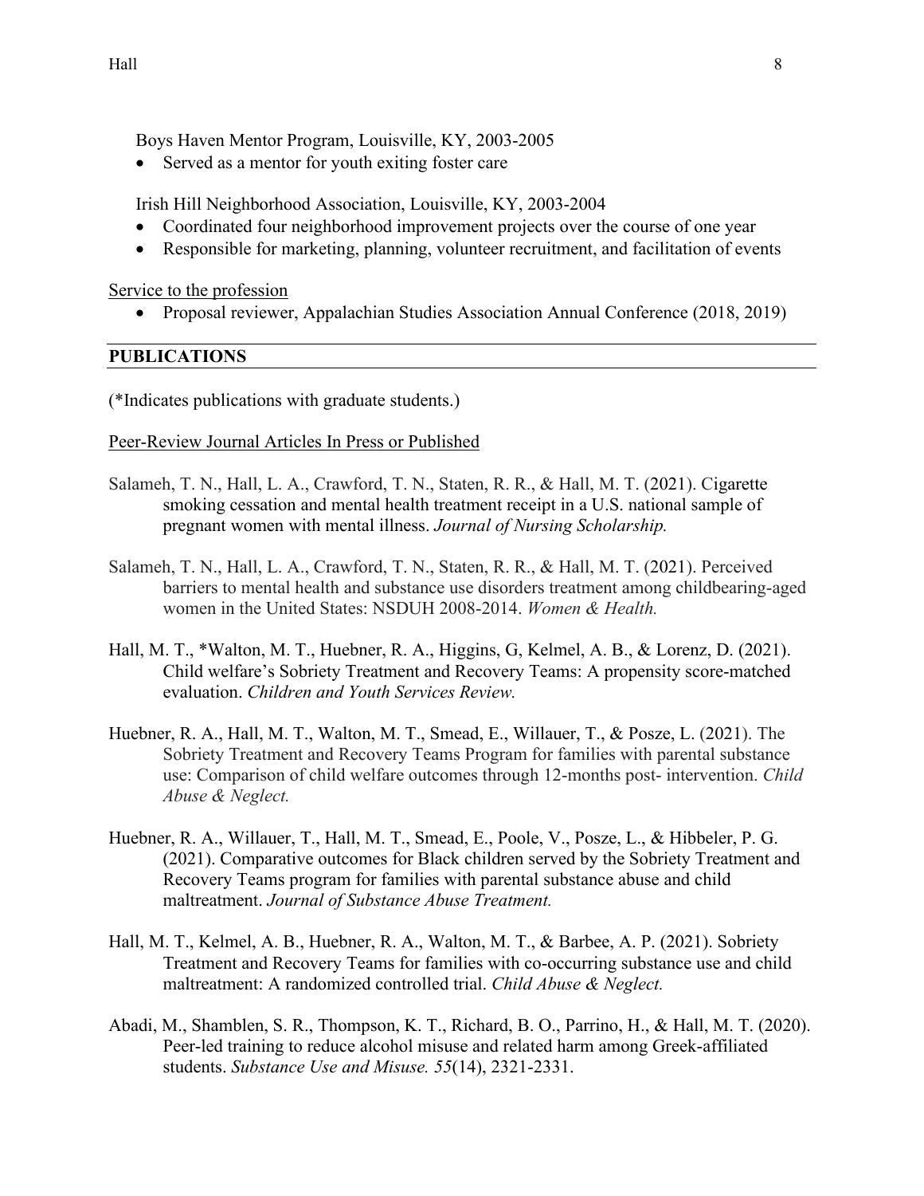Boys Haven Mentor Program, Louisville, KY, 2003-2005

- Served as a mentor for youth exiting foster care

Irish Hill Neighborhood Association, Louisville, KY, 2003-2004

- Coordinated four neighborhood improvement projects over the course of one year
- Responsible for marketing, planning, volunteer recruitment, and facilitation of events

Service to the profession

- Proposal reviewer, Appalachian Studies Association Annual Conference (2018, 2019)

## PUBLICATIONS

(*Indicates publications with graduate students.)

Peer-Review Journal Articles In Press or Published

Salameh, T. N., Hall, L. A., Crawford, T. N., Staten, R. R., & Hall, M. T. (2021). Cigarette smoking cessation and mental health treatment receipt in a U.S. national sample of pregnant women with mental illness. *Journal of Nursing Scholarship.*

Salameh, T. N., Hall, L. A., Crawford, T. N., Staten, R. R., & Hall, M. T. (2021). Perceived barriers to mental health and substance use disorders treatment among childbearing-aged women in the United States: NSDUH 2008-2014. *Women & Health.*

Hall, M. T., *Walton, M. T., Huebner, R. A., Higgins, G, Kelmel, A. B., & Lorenz, D. (2021). Child welfare's Sobriety Treatment and Recovery Teams: A propensity score-matched evaluation. *Children and Youth Services Review.*

Huebner, R. A., Hall, M. T., Walton, M. T., Smead, E., Willauer, T., & Posze, L. (2021). The Sobriety Treatment and Recovery Teams Program for families with parental substance use: Comparison of child welfare outcomes through 12-months post- intervention. *Child Abuse & Neglect.*

Huebner, R. A., Willauer, T., Hall, M. T., Smead, E., Poole, V., Posze, L., & Hibbeler, P. G. (2021). Comparative outcomes for Black children served by the Sobriety Treatment and Recovery Teams program for families with parental substance abuse and child maltreatment. *Journal of Substance Abuse Treatment.*

Hall, M. T., Kelmel, A. B., Huebner, R. A., Walton, M. T., & Barbee, A. P. (2021). Sobriety Treatment and Recovery Teams for families with co-occurring substance use and child maltreatment: A randomized controlled trial. *Child Abuse & Neglect.*

Abadi, M., Shamblen, S. R., Thompson, K. T., Richard, B. O., Parrino, H., & Hall, M. T. (2020). Peer-led training to reduce alcohol misuse and related harm among Greek-affiliated students. *Substance Use and Misuse. 55*(14), 2321-2331.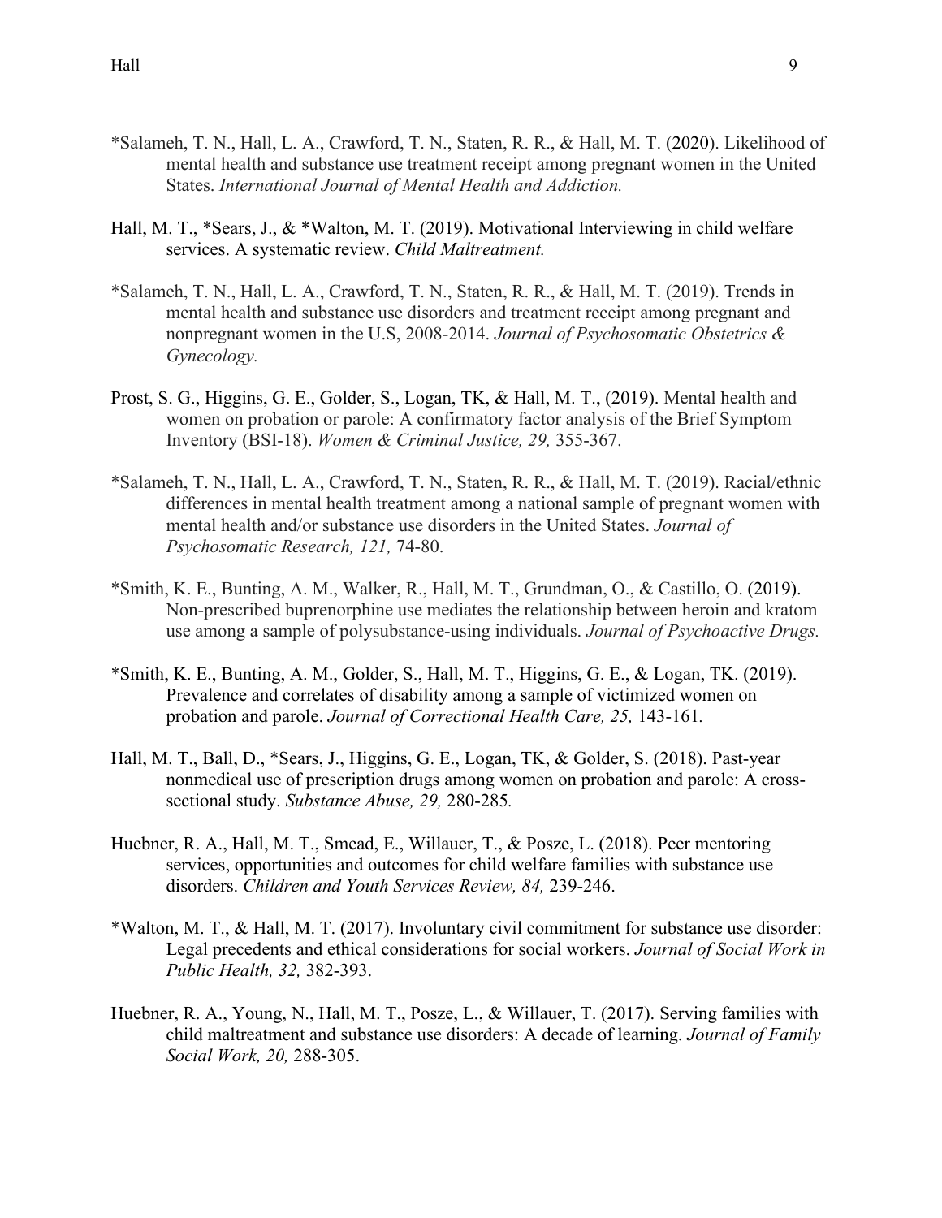*Salameh, T. N., Hall, L. A., Crawford, T. N., Staten, R. R., & Hall, M. T. (2020). Likelihood of mental health and substance use treatment receipt among pregnant women in the United States. *International Journal of Mental Health and Addiction.*

Hall, M. T., *Sears, J., & *Walton, M. T. (2019). Motivational Interviewing in child welfare services. A systematic review. *Child Maltreatment.*

*Salameh, T. N., Hall, L. A., Crawford, T. N., Staten, R. R., & Hall, M. T. (2019). Trends in mental health and substance use disorders and treatment receipt among pregnant and nonpregnant women in the U.S, 2008-2014. *Journal of Psychosomatic Obstetrics & Gynecology.*

Prost, S. G., Higgins, G. E., Golder, S., Logan, TK, & Hall, M. T., (2019). Mental health and women on probation or parole: A confirmatory factor analysis of the Brief Symptom Inventory (BSI-18). *Women & Criminal Justice, 29,* 355-367.

*Salameh, T. N., Hall, L. A., Crawford, T. N., Staten, R. R., & Hall, M. T. (2019). Racial/ethnic differences in mental health treatment among a national sample of pregnant women with mental health and/or substance use disorders in the United States. *Journal of Psychosomatic Research, 121,* 74-80.

*Smith, K. E., Bunting, A. M., Walker, R., Hall, M. T., Grundman, O., & Castillo, O. (2019). Non-prescribed buprenorphine use mediates the relationship between heroin and kratom use among a sample of polysubstance-using individuals. *Journal of Psychoactive Drugs.*

*Smith, K. E., Bunting, A. M., Golder, S., Hall, M. T., Higgins, G. E., & Logan, TK. (2019). Prevalence and correlates of disability among a sample of victimized women on probation and parole. *Journal of Correctional Health Care, 25,* 143-161*.*

Hall, M. T., Ball, D., *Sears, J., Higgins, G. E., Logan, TK, & Golder, S. (2018). Past-year nonmedical use of prescription drugs among women on probation and parole: A cross-sectional study. *Substance Abuse, 29,* 280-285*.*

Huebner, R. A., Hall, M. T., Smead, E., Willauer, T., & Posze, L. (2018). Peer mentoring services, opportunities and outcomes for child welfare families with substance use disorders. *Children and Youth Services Review, 84,* 239-246.

*Walton, M. T., & Hall, M. T. (2017). Involuntary civil commitment for substance use disorder: Legal precedents and ethical considerations for social workers. *Journal of Social Work in Public Health, 32,* 382-393.

Huebner, R. A., Young, N., Hall, M. T., Posze, L., & Willauer, T. (2017). Serving families with child maltreatment and substance use disorders: A decade of learning. *Journal of Family Social Work, 20,* 288-305.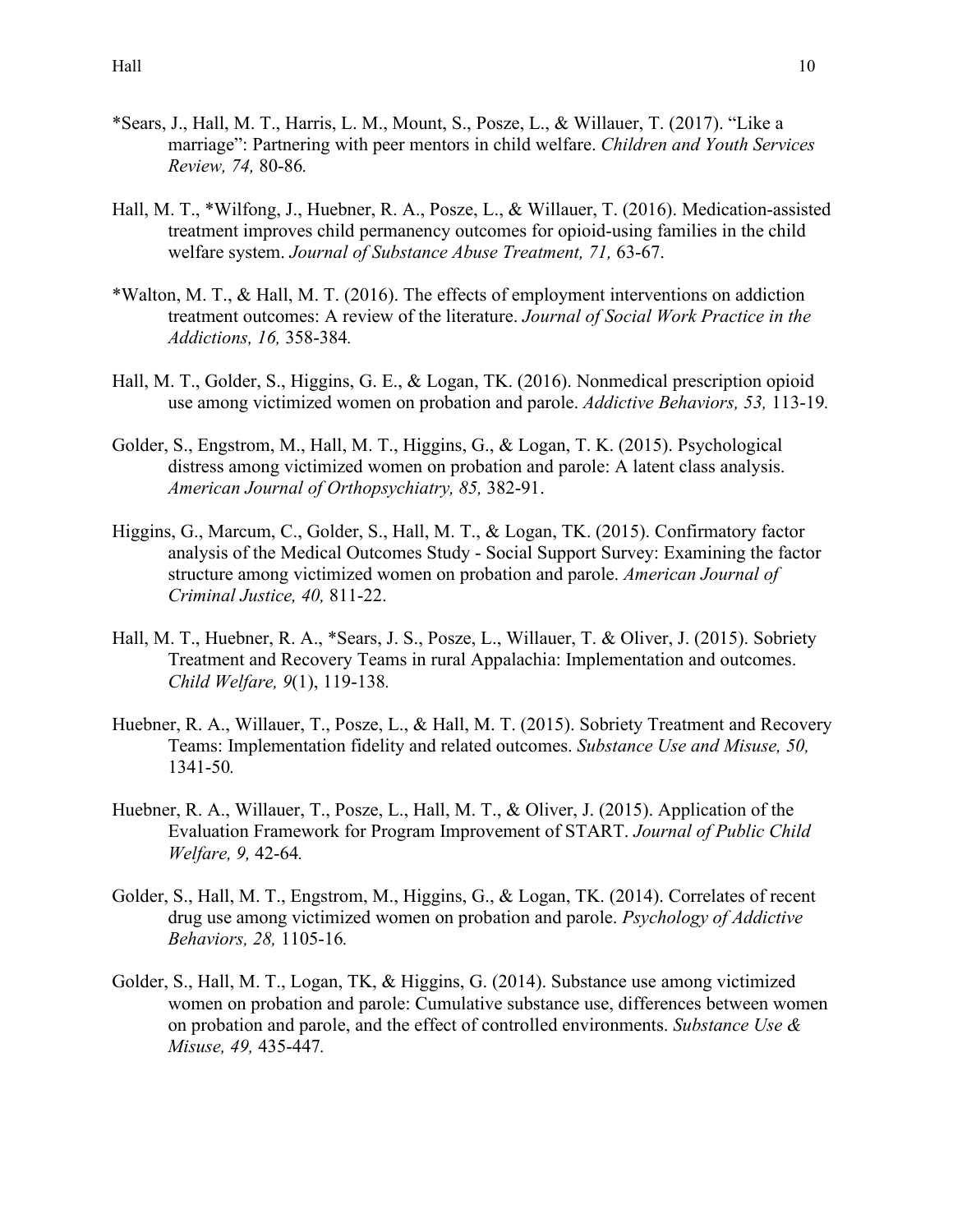*Sears, J., Hall, M. T., Harris, L. M., Mount, S., Posze, L., & Willauer, T. (2017). "Like a marriage": Partnering with peer mentors in child welfare. *Children and Youth Services Review, 74,* 80-86.

Hall, M. T., *Wilfong, J., Huebner, R. A., Posze, L., & Willauer, T. (2016). Medication-assisted treatment improves child permanency outcomes for opioid-using families in the child welfare system. *Journal of Substance Abuse Treatment, 71,* 63-67.

*Walton, M. T., & Hall, M. T. (2016). The effects of employment interventions on addiction treatment outcomes: A review of the literature. *Journal of Social Work Practice in the Addictions, 16,* 358-384.

Hall, M. T., Golder, S., Higgins, G. E., & Logan, TK. (2016). Nonmedical prescription opioid use among victimized women on probation and parole. *Addictive Behaviors, 53,* 113-19.

Golder, S., Engstrom, M., Hall, M. T., Higgins, G., & Logan, T. K. (2015). Psychological distress among victimized women on probation and parole: A latent class analysis. *American Journal of Orthopsychiatry, 85,* 382-91.

Higgins, G., Marcum, C., Golder, S., Hall, M. T., & Logan, TK. (2015). Confirmatory factor analysis of the Medical Outcomes Study - Social Support Survey: Examining the factor structure among victimized women on probation and parole. *American Journal of Criminal Justice, 40,* 811-22.

Hall, M. T., Huebner, R. A., *Sears, J. S., Posze, L., Willauer, T. & Oliver, J. (2015). Sobriety Treatment and Recovery Teams in rural Appalachia: Implementation and outcomes. *Child Welfare, 9*(1), 119-138.

Huebner, R. A., Willauer, T., Posze, L., & Hall, M. T. (2015). Sobriety Treatment and Recovery Teams: Implementation fidelity and related outcomes. *Substance Use and Misuse, 50,* 1341-50.

Huebner, R. A., Willauer, T., Posze, L., Hall, M. T., & Oliver, J. (2015). Application of the Evaluation Framework for Program Improvement of START. *Journal of Public Child Welfare, 9,* 42-64.

Golder, S., Hall, M. T., Engstrom, M., Higgins, G., & Logan, TK. (2014). Correlates of recent drug use among victimized women on probation and parole. *Psychology of Addictive Behaviors, 28,* 1105-16.

Golder, S., Hall, M. T., Logan, TK, & Higgins, G. (2014). Substance use among victimized women on probation and parole: Cumulative substance use, differences between women on probation and parole, and the effect of controlled environments. *Substance Use & Misuse, 49,* 435-447.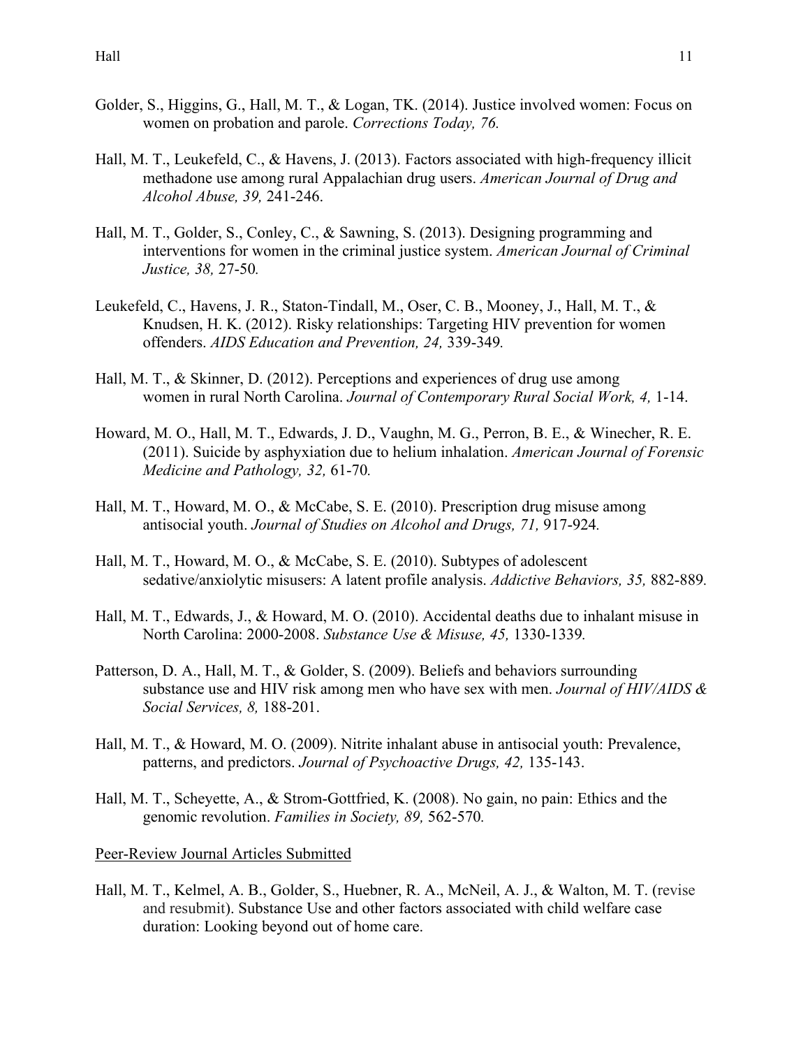Golder, S., Higgins, G., Hall, M. T., & Logan, TK. (2014). Justice involved women: Focus on women on probation and parole. *Corrections Today, 76.*

Hall, M. T., Leukefeld, C., & Havens, J. (2013). Factors associated with high-frequency illicit methadone use among rural Appalachian drug users. *American Journal of Drug and Alcohol Abuse, 39,* 241-246.

Hall, M. T., Golder, S., Conley, C., & Sawning, S. (2013). Designing programming and interventions for women in the criminal justice system. *American Journal of Criminal Justice, 38,* 27-50*.*

Leukefeld, C., Havens, J. R., Staton-Tindall, M., Oser, C. B., Mooney, J., Hall, M. T., & Knudsen, H. K. (2012). Risky relationships: Targeting HIV prevention for women offenders. *AIDS Education and Prevention, 24,* 339-349*.*

Hall, M. T., & Skinner, D. (2012). Perceptions and experiences of drug use among women in rural North Carolina. *Journal of Contemporary Rural Social Work, 4,* 1-14.

Howard, M. O., Hall, M. T., Edwards, J. D., Vaughn, M. G., Perron, B. E., & Winecher, R. E. (2011). Suicide by asphyxiation due to helium inhalation. *American Journal of Forensic Medicine and Pathology, 32,* 61-70*.*

Hall, M. T., Howard, M. O., & McCabe, S. E. (2010). Prescription drug misuse among antisocial youth. *Journal of Studies on Alcohol and Drugs, 71,* 917-924*.*

Hall, M. T., Howard, M. O., & McCabe, S. E. (2010). Subtypes of adolescent sedative/anxiolytic misusers: A latent profile analysis. *Addictive Behaviors, 35,* 882-889*.*

Hall, M. T., Edwards, J., & Howard, M. O. (2010). Accidental deaths due to inhalant misuse in North Carolina: 2000-2008. *Substance Use & Misuse, 45,* 1330-1339*.*

Patterson, D. A., Hall, M. T., & Golder, S. (2009). Beliefs and behaviors surrounding substance use and HIV risk among men who have sex with men. *Journal of HIV/AIDS & Social Services, 8,* 188-201.

Hall, M. T., & Howard, M. O. (2009). Nitrite inhalant abuse in antisocial youth: Prevalence, patterns, and predictors. *Journal of Psychoactive Drugs, 42,* 135-143.

Hall, M. T., Scheyette, A., & Strom-Gottfried, K. (2008). No gain, no pain: Ethics and the genomic revolution. *Families in Society, 89,* 562-570*.*

<u>Peer-Review Journal Articles Submitted</u>

Hall, M. T., Kelmel, A. B., Golder, S., Huebner, R. A., McNeil, A. J., & Walton, M. T. (revise and resubmit). Substance Use and other factors associated with child welfare case duration: Looking beyond out of home care.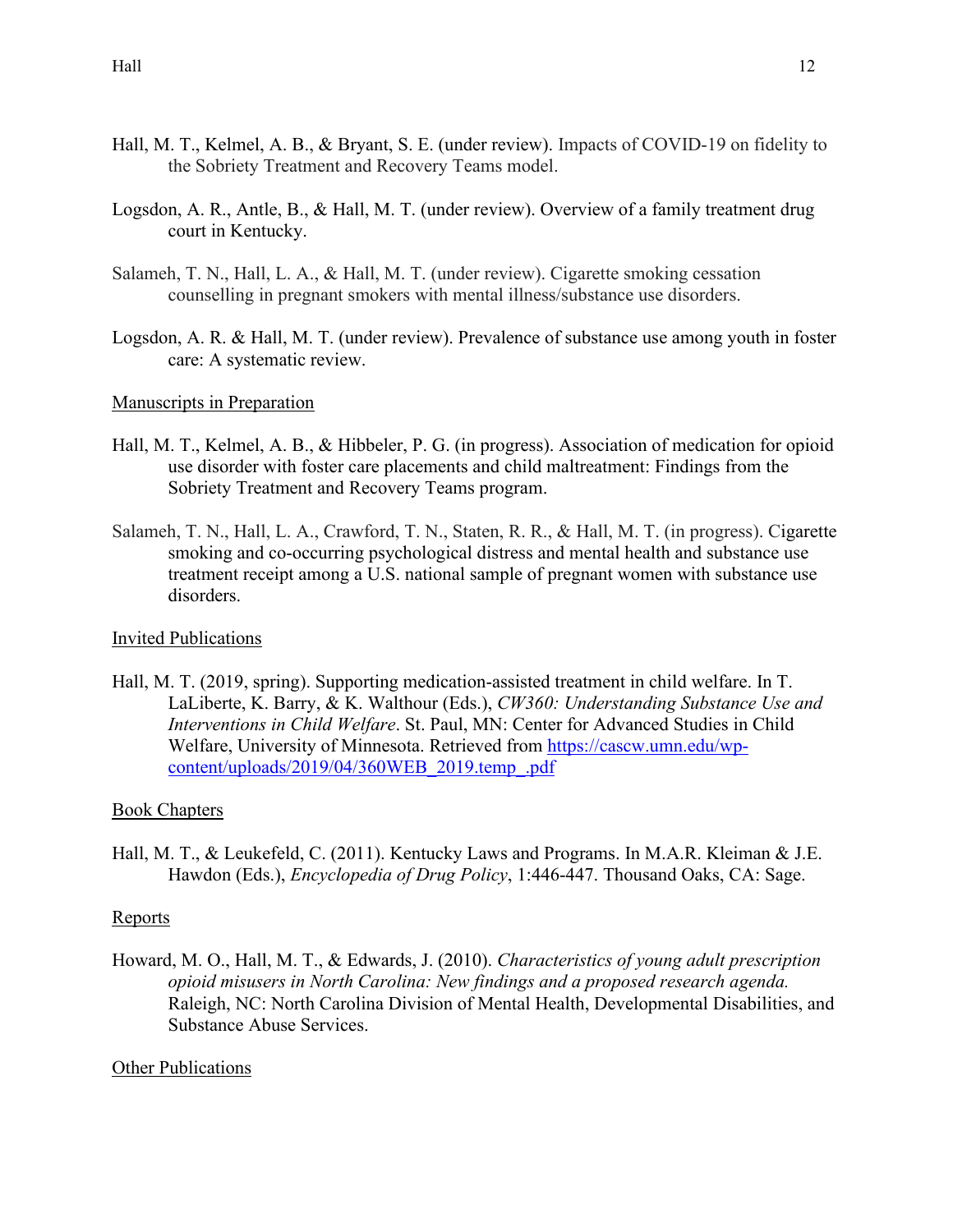Hall, M. T., Kelmel, A. B., & Bryant, S. E. (under review). Impacts of COVID-19 on fidelity to the Sobriety Treatment and Recovery Teams model.

Logsdon, A. R., Antle, B., & Hall, M. T. (under review). Overview of a family treatment drug court in Kentucky.

Salameh, T. N., Hall, L. A., & Hall, M. T. (under review). Cigarette smoking cessation counselling in pregnant smokers with mental illness/substance use disorders.

Logsdon, A. R. & Hall, M. T. (under review). Prevalence of substance use among youth in foster care: A systematic review.

Manuscripts in Preparation

Hall, M. T., Kelmel, A. B., & Hibbeler, P. G. (in progress). Association of medication for opioid use disorder with foster care placements and child maltreatment: Findings from the Sobriety Treatment and Recovery Teams program.

Salameh, T. N., Hall, L. A., Crawford, T. N., Staten, R. R., & Hall, M. T. (in progress). Cigarette smoking and co-occurring psychological distress and mental health and substance use treatment receipt among a U.S. national sample of pregnant women with substance use disorders.

Invited Publications

Hall, M. T. (2019, spring). Supporting medication-assisted treatment in child welfare. In T. LaLiberte, K. Barry, & K. Walthour (Eds.), *CW360: Understanding Substance Use and Interventions in Child Welfare*. St. Paul, MN: Center for Advanced Studies in Child Welfare, University of Minnesota. Retrieved from https://cascw.umn.edu/wp-content/uploads/2019/04/360WEB_2019.temp_.pdf

Book Chapters

Hall, M. T., & Leukefeld, C. (2011). Kentucky Laws and Programs. In M.A.R. Kleiman & J.E. Hawdon (Eds.), *Encyclopedia of Drug Policy*, 1:446-447. Thousand Oaks, CA: Sage.

Reports

Howard, M. O., Hall, M. T., & Edwards, J. (2010). *Characteristics of young adult prescription opioid misusers in North Carolina: New findings and a proposed research agenda.* Raleigh, NC: North Carolina Division of Mental Health, Developmental Disabilities, and Substance Abuse Services.

Other Publications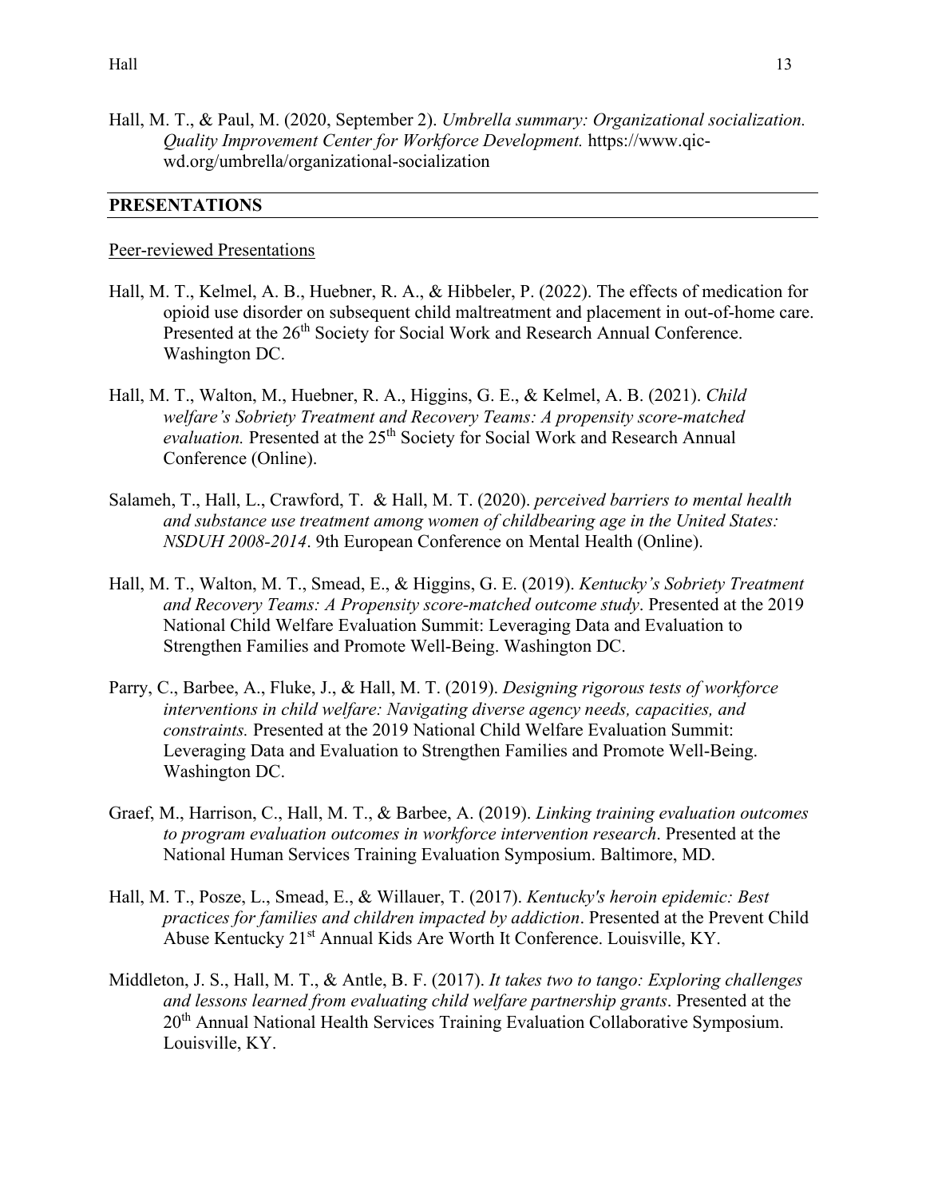Hall, M. T., & Paul, M. (2020, September 2). *Umbrella summary: Organizational socialization. Quality Improvement Center for Workforce Development.* https://www.qic-wd.org/umbrella/organizational-socialization

## PRESENTATIONS

Peer-reviewed Presentations

Hall, M. T., Kelmel, A. B., Huebner, R. A., & Hibbeler, P. (2022). The effects of medication for opioid use disorder on subsequent child maltreatment and placement in out-of-home care. Presented at the 26th Society for Social Work and Research Annual Conference. Washington DC.

Hall, M. T., Walton, M., Huebner, R. A., Higgins, G. E., & Kelmel, A. B. (2021). *Child welfare's Sobriety Treatment and Recovery Teams: A propensity score-matched evaluation.* Presented at the 25th Society for Social Work and Research Annual Conference (Online).

Salameh, T., Hall, L., Crawford, T. & Hall, M. T. (2020). *perceived barriers to mental health and substance use treatment among women of childbearing age in the United States: NSDUH 2008-2014*. 9th European Conference on Mental Health (Online).

Hall, M. T., Walton, M. T., Smead, E., & Higgins, G. E. (2019). *Kentucky's Sobriety Treatment and Recovery Teams: A Propensity score-matched outcome study*. Presented at the 2019 National Child Welfare Evaluation Summit: Leveraging Data and Evaluation to Strengthen Families and Promote Well-Being. Washington DC.

Parry, C., Barbee, A., Fluke, J., & Hall, M. T. (2019). *Designing rigorous tests of workforce interventions in child welfare: Navigating diverse agency needs, capacities, and constraints.* Presented at the 2019 National Child Welfare Evaluation Summit: Leveraging Data and Evaluation to Strengthen Families and Promote Well-Being. Washington DC.

Graef, M., Harrison, C., Hall, M. T., & Barbee, A. (2019). *Linking training evaluation outcomes to program evaluation outcomes in workforce intervention research*. Presented at the National Human Services Training Evaluation Symposium. Baltimore, MD.

Hall, M. T., Posze, L., Smead, E., & Willauer, T. (2017). *Kentucky's heroin epidemic: Best practices for families and children impacted by addiction*. Presented at the Prevent Child Abuse Kentucky 21st Annual Kids Are Worth It Conference. Louisville, KY.

Middleton, J. S., Hall, M. T., & Antle, B. F. (2017). *It takes two to tango: Exploring challenges and lessons learned from evaluating child welfare partnership grants*. Presented at the 20th Annual National Health Services Training Evaluation Collaborative Symposium. Louisville, KY.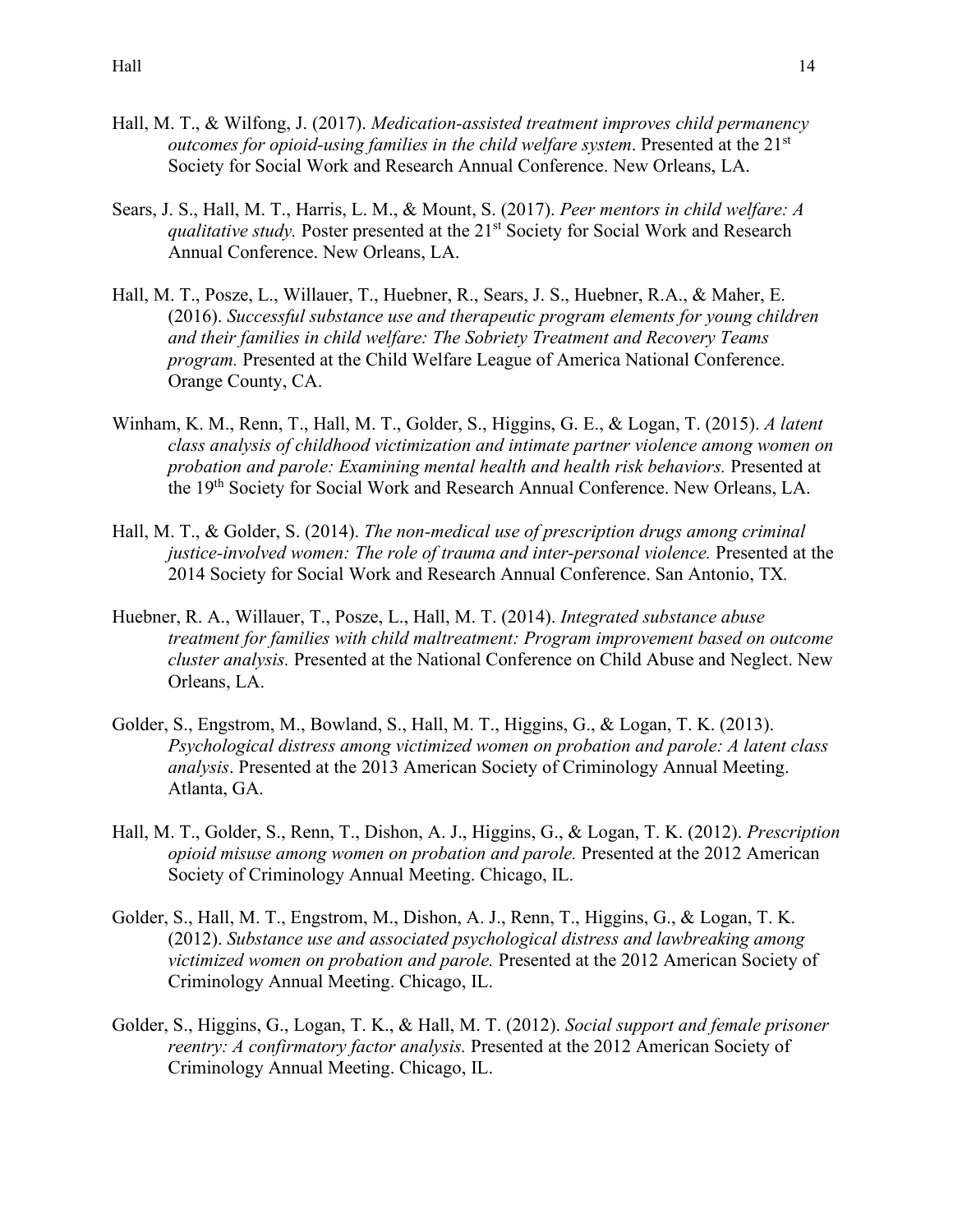Hall, M. T., & Wilfong, J. (2017). *Medication-assisted treatment improves child permanency outcomes for opioid-using families in the child welfare system*. Presented at the 21st Society for Social Work and Research Annual Conference. New Orleans, LA.

Sears, J. S., Hall, M. T., Harris, L. M., & Mount, S. (2017). *Peer mentors in child welfare: A qualitative study.* Poster presented at the 21st Society for Social Work and Research Annual Conference. New Orleans, LA.

Hall, M. T., Posze, L., Willauer, T., Huebner, R., Sears, J. S., Huebner, R.A., & Maher, E. (2016). *Successful substance use and therapeutic program elements for young children and their families in child welfare: The Sobriety Treatment and Recovery Teams program.* Presented at the Child Welfare League of America National Conference. Orange County, CA.

Winham, K. M., Renn, T., Hall, M. T., Golder, S., Higgins, G. E., & Logan, T. (2015). *A latent class analysis of childhood victimization and intimate partner violence among women on probation and parole: Examining mental health and health risk behaviors.* Presented at the 19th Society for Social Work and Research Annual Conference. New Orleans, LA.

Hall, M. T., & Golder, S. (2014). *The non-medical use of prescription drugs among criminal justice-involved women: The role of trauma and inter-personal violence.* Presented at the 2014 Society for Social Work and Research Annual Conference. San Antonio, TX.

Huebner, R. A., Willauer, T., Posze, L., Hall, M. T. (2014). *Integrated substance abuse treatment for families with child maltreatment: Program improvement based on outcome cluster analysis.* Presented at the National Conference on Child Abuse and Neglect. New Orleans, LA.

Golder, S., Engstrom, M., Bowland, S., Hall, M. T., Higgins, G., & Logan, T. K. (2013). *Psychological distress among victimized women on probation and parole: A latent class analysis*. Presented at the 2013 American Society of Criminology Annual Meeting. Atlanta, GA.

Hall, M. T., Golder, S., Renn, T., Dishon, A. J., Higgins, G., & Logan, T. K. (2012). *Prescription opioid misuse among women on probation and parole.* Presented at the 2012 American Society of Criminology Annual Meeting. Chicago, IL.

Golder, S., Hall, M. T., Engstrom, M., Dishon, A. J., Renn, T., Higgins, G., & Logan, T. K. (2012). *Substance use and associated psychological distress and lawbreaking among victimized women on probation and parole.* Presented at the 2012 American Society of Criminology Annual Meeting. Chicago, IL.

Golder, S., Higgins, G., Logan, T. K., & Hall, M. T. (2012). *Social support and female prisoner reentry: A confirmatory factor analysis.* Presented at the 2012 American Society of Criminology Annual Meeting. Chicago, IL.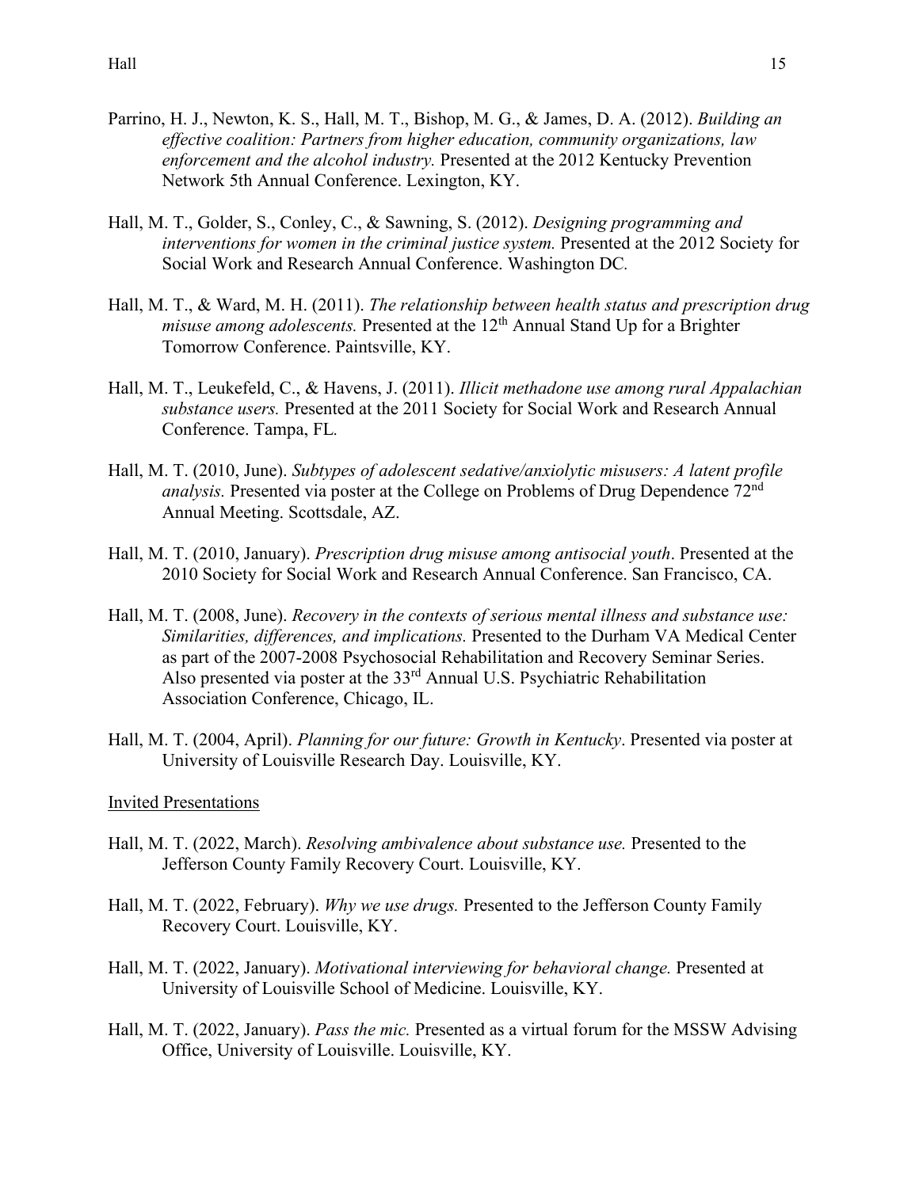Parrino, H. J., Newton, K. S., Hall, M. T., Bishop, M. G., & James, D. A. (2012). *Building an effective coalition: Partners from higher education, community organizations, law enforcement and the alcohol industry.* Presented at the 2012 Kentucky Prevention Network 5th Annual Conference. Lexington, KY.

Hall, M. T., Golder, S., Conley, C., & Sawning, S. (2012). *Designing programming and interventions for women in the criminal justice system.* Presented at the 2012 Society for Social Work and Research Annual Conference. Washington DC.

Hall, M. T., & Ward, M. H. (2011). *The relationship between health status and prescription drug misuse among adolescents.* Presented at the 12th Annual Stand Up for a Brighter Tomorrow Conference. Paintsville, KY.

Hall, M. T., Leukefeld, C., & Havens, J. (2011). *Illicit methadone use among rural Appalachian substance users.* Presented at the 2011 Society for Social Work and Research Annual Conference. Tampa, FL.

Hall, M. T. (2010, June). *Subtypes of adolescent sedative/anxiolytic misusers: A latent profile analysis.* Presented via poster at the College on Problems of Drug Dependence 72nd Annual Meeting. Scottsdale, AZ.

Hall, M. T. (2010, January). *Prescription drug misuse among antisocial youth*. Presented at the 2010 Society for Social Work and Research Annual Conference. San Francisco, CA.

Hall, M. T. (2008, June). *Recovery in the contexts of serious mental illness and substance use: Similarities, differences, and implications.* Presented to the Durham VA Medical Center as part of the 2007-2008 Psychosocial Rehabilitation and Recovery Seminar Series. Also presented via poster at the 33rd Annual U.S. Psychiatric Rehabilitation Association Conference, Chicago, IL.

Hall, M. T. (2004, April). *Planning for our future: Growth in Kentucky*. Presented via poster at University of Louisville Research Day. Louisville, KY.

Invited Presentations

Hall, M. T. (2022, March). *Resolving ambivalence about substance use.* Presented to the Jefferson County Family Recovery Court. Louisville, KY.

Hall, M. T. (2022, February). *Why we use drugs.* Presented to the Jefferson County Family Recovery Court. Louisville, KY.

Hall, M. T. (2022, January). *Motivational interviewing for behavioral change.* Presented at University of Louisville School of Medicine. Louisville, KY.

Hall, M. T. (2022, January). *Pass the mic.* Presented as a virtual forum for the MSSW Advising Office, University of Louisville. Louisville, KY.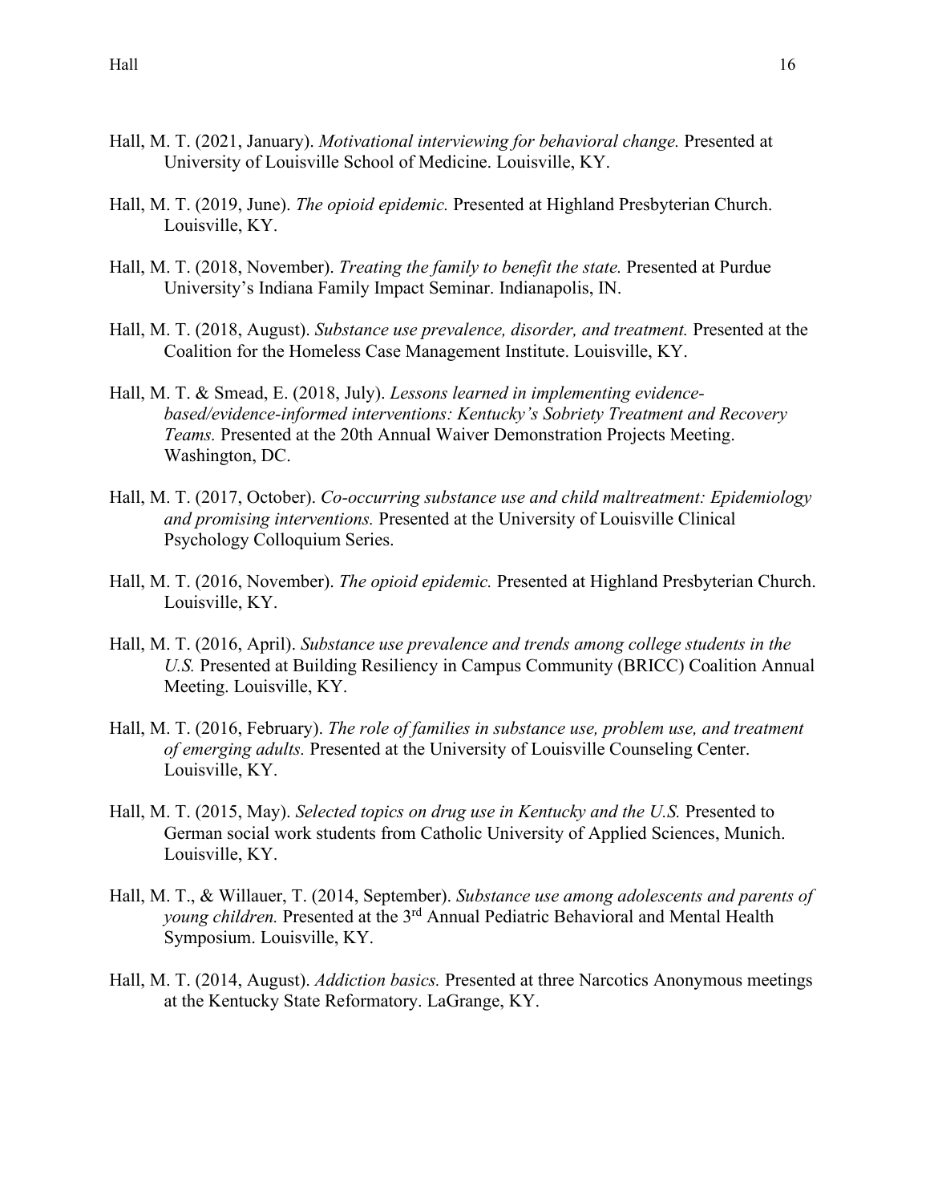Hall, M. T. (2021, January). *Motivational interviewing for behavioral change.* Presented at University of Louisville School of Medicine. Louisville, KY.

Hall, M. T. (2019, June). *The opioid epidemic.* Presented at Highland Presbyterian Church. Louisville, KY.

Hall, M. T. (2018, November). *Treating the family to benefit the state.* Presented at Purdue University's Indiana Family Impact Seminar. Indianapolis, IN.

Hall, M. T. (2018, August). *Substance use prevalence, disorder, and treatment.* Presented at the Coalition for the Homeless Case Management Institute. Louisville, KY.

Hall, M. T. & Smead, E. (2018, July). *Lessons learned in implementing evidence-based/evidence-informed interventions: Kentucky's Sobriety Treatment and Recovery Teams.* Presented at the 20th Annual Waiver Demonstration Projects Meeting. Washington, DC.

Hall, M. T. (2017, October). *Co-occurring substance use and child maltreatment: Epidemiology and promising interventions.* Presented at the University of Louisville Clinical Psychology Colloquium Series.

Hall, M. T. (2016, November). *The opioid epidemic.* Presented at Highland Presbyterian Church. Louisville, KY.

Hall, M. T. (2016, April). *Substance use prevalence and trends among college students in the U.S.* Presented at Building Resiliency in Campus Community (BRICC) Coalition Annual Meeting. Louisville, KY.

Hall, M. T. (2016, February). *The role of families in substance use, problem use, and treatment of emerging adults.* Presented at the University of Louisville Counseling Center. Louisville, KY.

Hall, M. T. (2015, May). *Selected topics on drug use in Kentucky and the U.S.* Presented to German social work students from Catholic University of Applied Sciences, Munich. Louisville, KY.

Hall, M. T., & Willauer, T. (2014, September). *Substance use among adolescents and parents of young children.* Presented at the 3rd Annual Pediatric Behavioral and Mental Health Symposium. Louisville, KY.

Hall, M. T. (2014, August). *Addiction basics.* Presented at three Narcotics Anonymous meetings at the Kentucky State Reformatory. LaGrange, KY.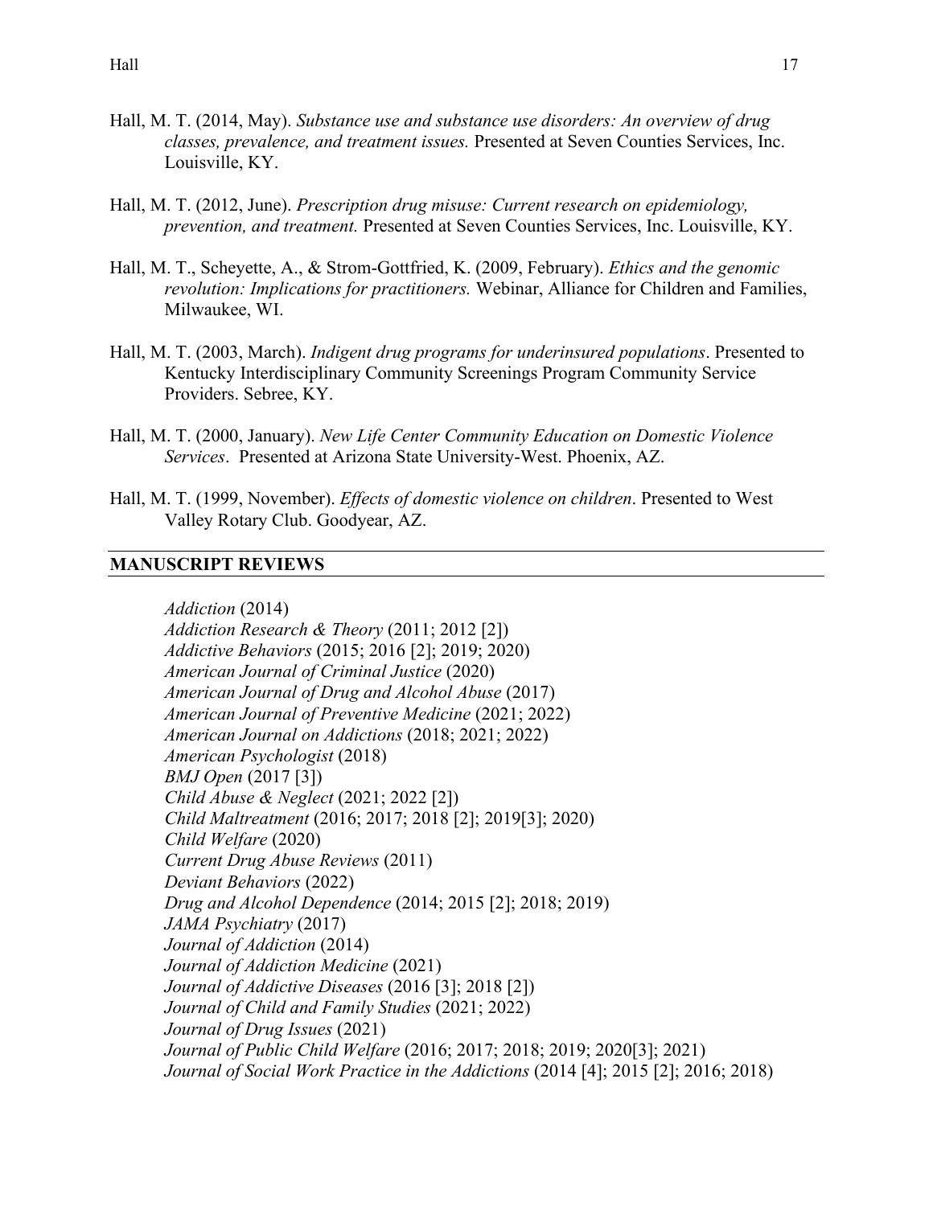Hall, M. T. (2014, May). *Substance use and substance use disorders: An overview of drug classes, prevalence, and treatment issues.* Presented at Seven Counties Services, Inc. Louisville, KY.

Hall, M. T. (2012, June). *Prescription drug misuse: Current research on epidemiology, prevention, and treatment.* Presented at Seven Counties Services, Inc. Louisville, KY.

Hall, M. T., Scheyette, A., & Strom-Gottfried, K. (2009, February). *Ethics and the genomic revolution: Implications for practitioners.* Webinar, Alliance for Children and Families, Milwaukee, WI.

Hall, M. T. (2003, March). *Indigent drug programs for underinsured populations*. Presented to Kentucky Interdisciplinary Community Screenings Program Community Service Providers. Sebree, KY.

Hall, M. T. (2000, January). *New Life Center Community Education on Domestic Violence Services*. Presented at Arizona State University-West. Phoenix, AZ.

Hall, M. T. (1999, November). *Effects of domestic violence on children*. Presented to West Valley Rotary Club. Goodyear, AZ.

## MANUSCRIPT REVIEWS

*Addiction* (2014)
*Addiction Research & Theory* (2011; 2012 [2])
*Addictive Behaviors* (2015; 2016 [2]; 2019; 2020)
*American Journal of Criminal Justice* (2020)
*American Journal of Drug and Alcohol Abuse* (2017)
*American Journal of Preventive Medicine* (2021; 2022)
*American Journal on Addictions* (2018; 2021; 2022)
*American Psychologist* (2018)
*BMJ Open* (2017 [3])
*Child Abuse & Neglect* (2021; 2022 [2])
*Child Maltreatment* (2016; 2017; 2018 [2]; 2019[3]; 2020)
*Child Welfare* (2020)
*Current Drug Abuse Reviews* (2011)
*Deviant Behaviors* (2022)
*Drug and Alcohol Dependence* (2014; 2015 [2]; 2018; 2019)
*JAMA Psychiatry* (2017)
*Journal of Addiction* (2014)
*Journal of Addiction Medicine* (2021)
*Journal of Addictive Diseases* (2016 [3]; 2018 [2])
*Journal of Child and Family Studies* (2021; 2022)
*Journal of Drug Issues* (2021)
*Journal of Public Child Welfare* (2016; 2017; 2018; 2019; 2020[3]; 2021)
*Journal of Social Work Practice in the Addictions* (2014 [4]; 2015 [2]; 2016; 2018)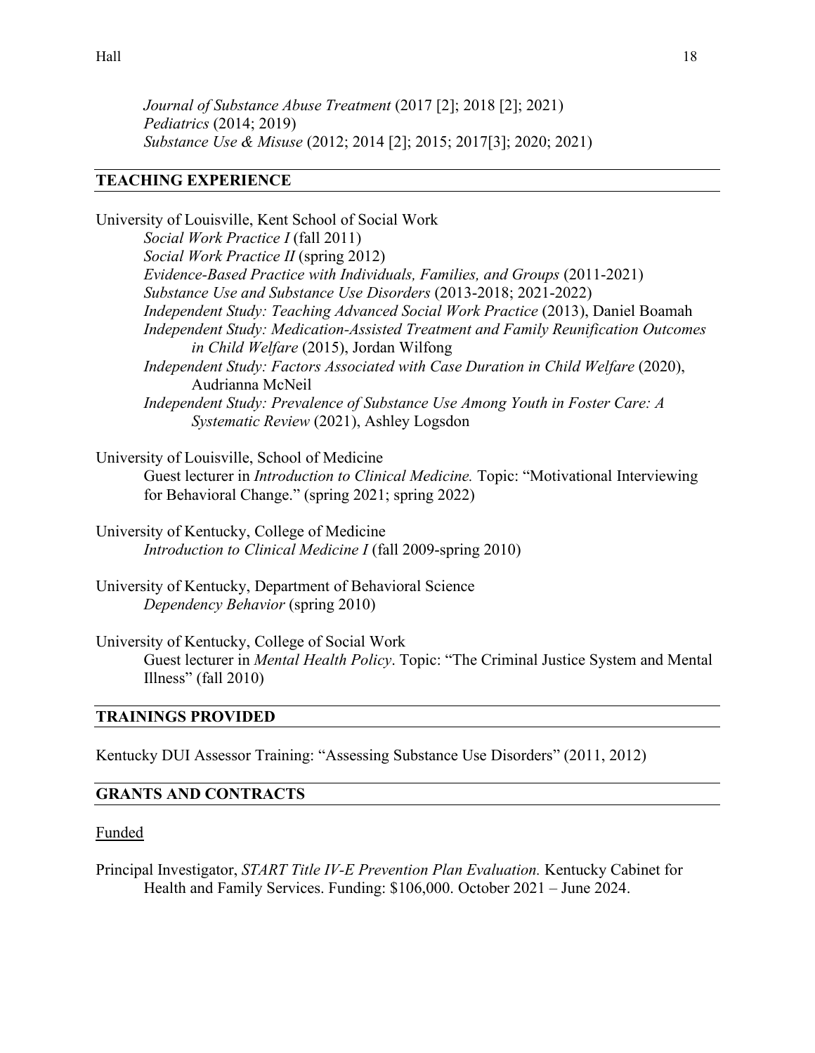*Journal of Substance Abuse Treatment* (2017 [2]; 2018 [2]; 2021)
*Pediatrics* (2014; 2019)
*Substance Use & Misuse* (2012; 2014 [2]; 2015; 2017[3]; 2020; 2021)

## TEACHING EXPERIENCE

University of Louisville, Kent School of Social Work
- *Social Work Practice I* (fall 2011)
- *Social Work Practice II* (spring 2012)
- *Evidence-Based Practice with Individuals, Families, and Groups* (2011-2021)
- *Substance Use and Substance Use Disorders* (2013-2018; 2021-2022)
- *Independent Study: Teaching Advanced Social Work Practice* (2013), Daniel Boamah
- *Independent Study: Medication-Assisted Treatment and Family Reunification Outcomes in Child Welfare* (2015), Jordan Wilfong
- *Independent Study: Factors Associated with Case Duration in Child Welfare* (2020), Audrianna McNeil
- *Independent Study: Prevalence of Substance Use Among Youth in Foster Care: A Systematic Review* (2021), Ashley Logsdon

University of Louisville, School of Medicine
- Guest lecturer in *Introduction to Clinical Medicine.* Topic: "Motivational Interviewing for Behavioral Change." (spring 2021; spring 2022)

University of Kentucky, College of Medicine
- *Introduction to Clinical Medicine I* (fall 2009-spring 2010)

University of Kentucky, Department of Behavioral Science
- *Dependency Behavior* (spring 2010)

University of Kentucky, College of Social Work
- Guest lecturer in *Mental Health Policy*. Topic: "The Criminal Justice System and Mental Illness" (fall 2010)

## TRAININGS PROVIDED

Kentucky DUI Assessor Training: "Assessing Substance Use Disorders" (2011, 2012)

## GRANTS AND CONTRACTS

Funded

Principal Investigator, *START Title IV-E Prevention Plan Evaluation.* Kentucky Cabinet for Health and Family Services. Funding: $106,000. October 2021 – June 2024.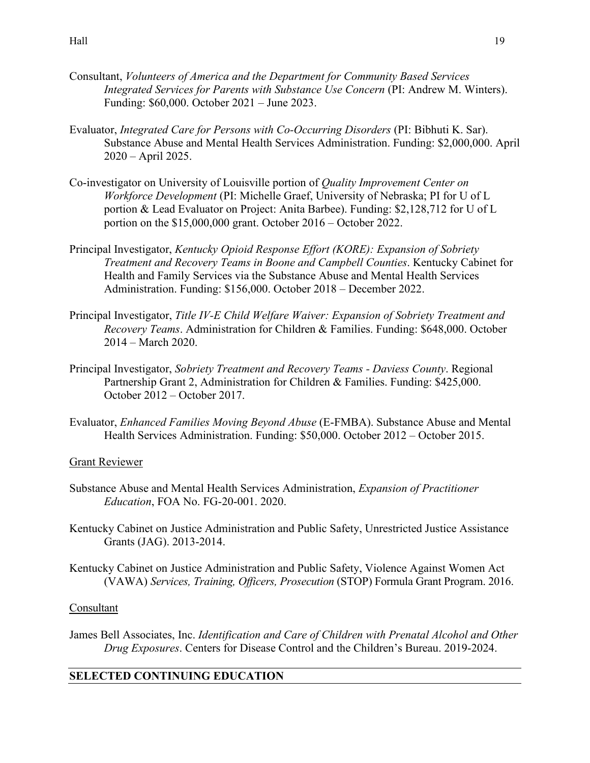Consultant, *Volunteers of America and the Department for Community Based Services Integrated Services for Parents with Substance Use Concern* (PI: Andrew M. Winters). Funding: $60,000. October 2021 – June 2023.

Evaluator, *Integrated Care for Persons with Co-Occurring Disorders* (PI: Bibhuti K. Sar). Substance Abuse and Mental Health Services Administration. Funding: $2,000,000. April 2020 – April 2025.

Co-investigator on University of Louisville portion of *Quality Improvement Center on Workforce Development* (PI: Michelle Graef, University of Nebraska; PI for U of L portion & Lead Evaluator on Project: Anita Barbee). Funding: $2,128,712 for U of L portion on the $15,000,000 grant. October 2016 – October 2022.

Principal Investigator, *Kentucky Opioid Response Effort (KORE): Expansion of Sobriety Treatment and Recovery Teams in Boone and Campbell Counties*. Kentucky Cabinet for Health and Family Services via the Substance Abuse and Mental Health Services Administration. Funding: $156,000. October 2018 – December 2022.

Principal Investigator, *Title IV-E Child Welfare Waiver: Expansion of Sobriety Treatment and Recovery Teams*. Administration for Children & Families. Funding: $648,000. October 2014 – March 2020.

Principal Investigator, *Sobriety Treatment and Recovery Teams - Daviess County*. Regional Partnership Grant 2, Administration for Children & Families. Funding: $425,000. October 2012 – October 2017.

Evaluator, *Enhanced Families Moving Beyond Abuse* (E-FMBA). Substance Abuse and Mental Health Services Administration. Funding: $50,000. October 2012 – October 2015.

Grant Reviewer

Substance Abuse and Mental Health Services Administration, *Expansion of Practitioner Education*, FOA No. FG-20-001. 2020.

Kentucky Cabinet on Justice Administration and Public Safety, Unrestricted Justice Assistance Grants (JAG). 2013-2014.

Kentucky Cabinet on Justice Administration and Public Safety, Violence Against Women Act (VAWA) *Services, Training, Officers, Prosecution* (STOP) Formula Grant Program. 2016.

Consultant

James Bell Associates, Inc. *Identification and Care of Children with Prenatal Alcohol and Other Drug Exposures*. Centers for Disease Control and the Children's Bureau. 2019-2024.

## SELECTED CONTINUING EDUCATION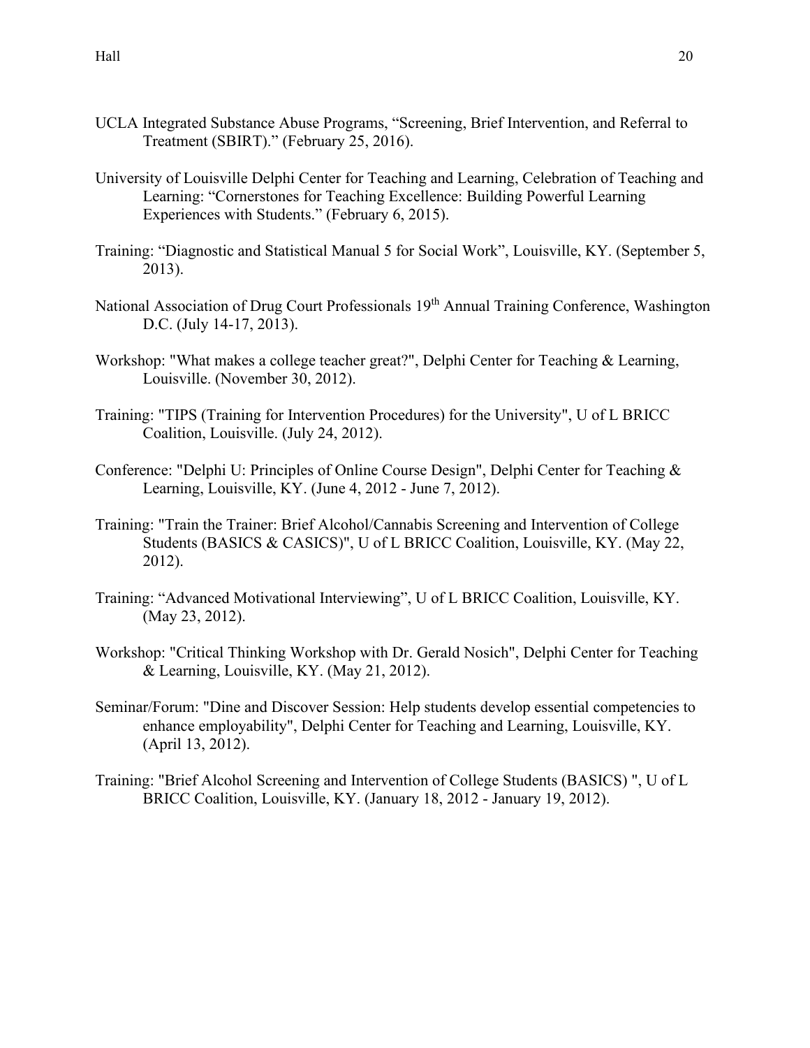UCLA Integrated Substance Abuse Programs, “Screening, Brief Intervention, and Referral to Treatment (SBIRT).” (February 25, 2016).

University of Louisville Delphi Center for Teaching and Learning, Celebration of Teaching and Learning: “Cornerstones for Teaching Excellence: Building Powerful Learning Experiences with Students.” (February 6, 2015).

Training: “Diagnostic and Statistical Manual 5 for Social Work”, Louisville, KY. (September 5, 2013).

National Association of Drug Court Professionals 19th Annual Training Conference, Washington D.C. (July 14-17, 2013).

Workshop: "What makes a college teacher great?", Delphi Center for Teaching & Learning, Louisville. (November 30, 2012).

Training: "TIPS (Training for Intervention Procedures) for the University", U of L BRICC Coalition, Louisville. (July 24, 2012).

Conference: "Delphi U: Principles of Online Course Design", Delphi Center for Teaching & Learning, Louisville, KY. (June 4, 2012 - June 7, 2012).

Training: "Train the Trainer: Brief Alcohol/Cannabis Screening and Intervention of College Students (BASICS & CASICS)", U of L BRICC Coalition, Louisville, KY. (May 22, 2012).

Training: “Advanced Motivational Interviewing”, U of L BRICC Coalition, Louisville, KY. (May 23, 2012).

Workshop: "Critical Thinking Workshop with Dr. Gerald Nosich", Delphi Center for Teaching & Learning, Louisville, KY. (May 21, 2012).

Seminar/Forum: "Dine and Discover Session: Help students develop essential competencies to enhance employability", Delphi Center for Teaching and Learning, Louisville, KY. (April 13, 2012).

Training: "Brief Alcohol Screening and Intervention of College Students (BASICS) ", U of L BRICC Coalition, Louisville, KY. (January 18, 2012 - January 19, 2012).